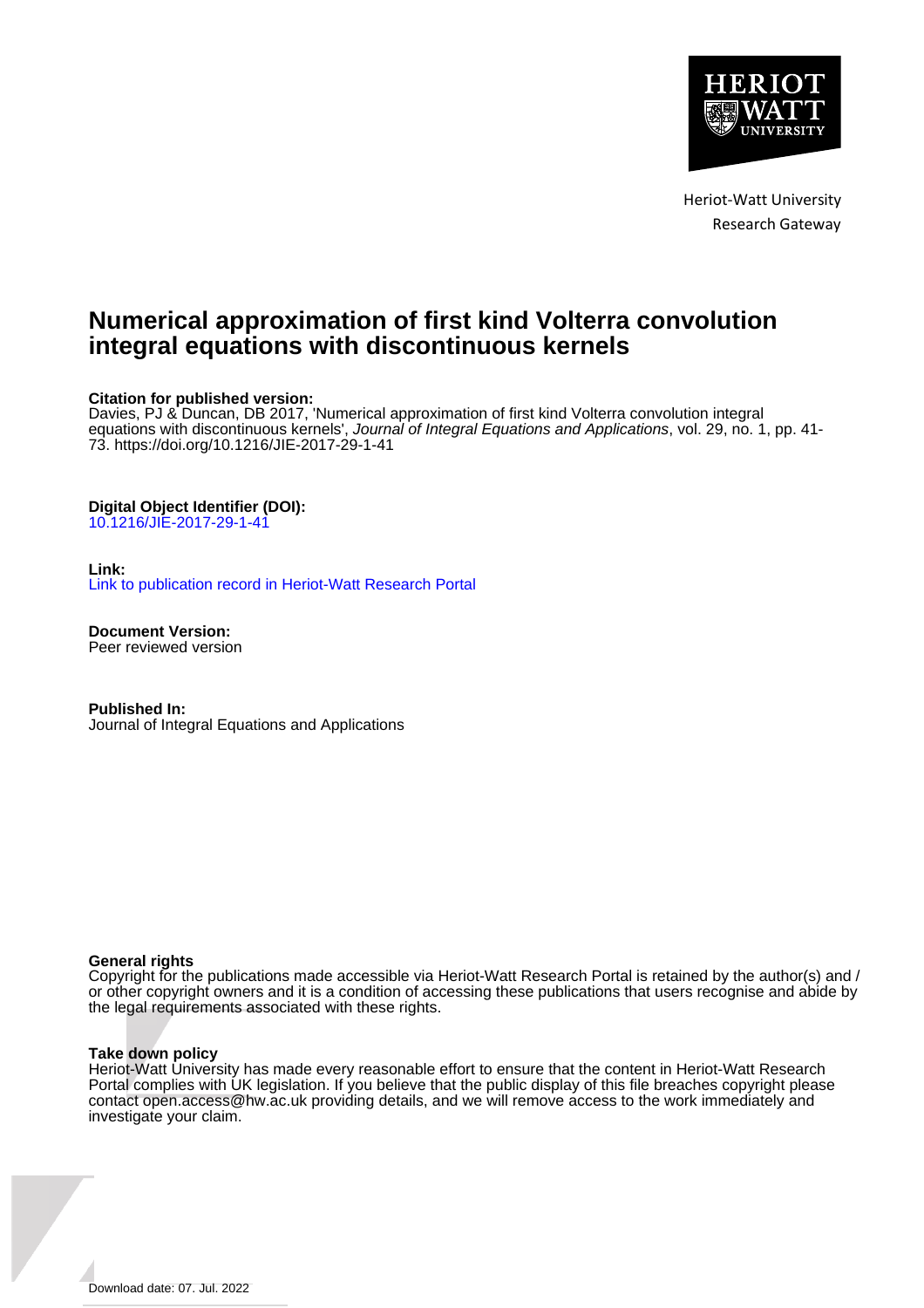Heriot-Watt University
Research Gateway

# Numerical approximation of first kind Volterra convolution integral equations with discontinuous kernels

**Citation for published version:**
Davies, PJ & Duncan, DB 2017, 'Numerical approximation of first kind Volterra convolution integral equations with discontinuous kernels', *Journal of Integral Equations and Applications*, vol. 29, no. 1, pp. 41-73. https://doi.org/10.1216/JIE-2017-29-1-41

**Digital Object Identifier (DOI):**
10.1216/JIE-2017-29-1-41

**Link:**
Link to publication record in Heriot-Watt Research Portal

**Document Version:**
Peer reviewed version

**Published In:**
Journal of Integral Equations and Applications

**General rights**
Copyright for the publications made accessible via Heriot-Watt Research Portal is retained by the author(s) and / or other copyright owners and it is a condition of accessing these publications that users recognise and abide by the legal requirements associated with these rights.

**Take down policy**
Heriot-Watt University has made every reasonable effort to ensure that the content in Heriot-Watt Research Portal complies with UK legislation. If you believe that the public display of this file breaches copyright please contact open.access@hw.ac.uk providing details, and we will remove access to the work immediately and investigate your claim.

Download date: 07. Jul. 2022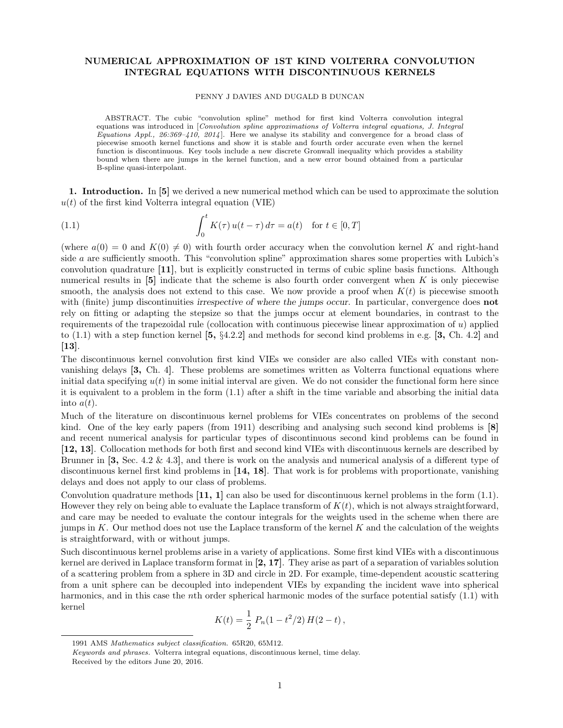# NUMERICAL APPROXIMATION OF 1ST KIND VOLTERRA CONVOLUTION INTEGRAL EQUATIONS WITH DISCONTINUOUS KERNELS

PENNY J DAVIES AND DUGALD B DUNCAN

ABSTRACT. The cubic "convolution spline" method for first kind Volterra convolution integral equations was introduced in [*Convolution spline approximations of Volterra integral equations, J. Integral Equations Appl., 26:369–410, 2014*]. Here we analyse its stability and convergence for a broad class of piecewise smooth kernel functions and show it is stable and fourth order accurate even when the kernel function is discontinuous. Key tools include a new discrete Gronwall inequality which provides a stability bound when there are jumps in the kernel function, and a new error bound obtained from a particular B-spline quasi-interpolant.

**1. Introduction.** In [**5**] we derived a new numerical method which can be used to approximate the solution $u(t)$ of the first kind Volterra integral equation (VIE)

$$\int_0^t K(\tau)\, u(t-\tau)\, d\tau = a(t) \quad \text{for } t \in [0,T] \tag{1.1}$$

(where $a(0) = 0$ and $K(0) \neq 0$) with fourth order accuracy when the convolution kernel $K$ and right-hand side $a$ are sufficiently smooth. This "convolution spline" approximation shares some properties with Lubich's convolution quadrature [**11**], but is explicitly constructed in terms of cubic spline basis functions. Although numerical results in [**5**] indicate that the scheme is also fourth order convergent when $K$ is only piecewise smooth, the analysis does not extend to this case. We now provide a proof when $K(t)$ is piecewise smooth with (finite) jump discontinuities *irrespective of where the jumps occur*. In particular, convergence does **not** rely on fitting or adapting the stepsize so that the jumps occur at element boundaries, in contrast to the requirements of the trapezoidal rule (collocation with continuous piecewise linear approximation of $u$) applied to (1.1) with a step function kernel [**5,** §4.2.2] and methods for second kind problems in e.g. [**3,** Ch. 4.2] and [**13**].

The discontinuous kernel convolution first kind VIEs we consider are also called VIEs with constant non-vanishing delays [**3,** Ch. 4]. These problems are sometimes written as Volterra functional equations where initial data specifying $u(t)$ in some initial interval are given. We do not consider the functional form here since it is equivalent to a problem in the form (1.1) after a shift in the time variable and absorbing the initial data into $a(t)$.

Much of the literature on discontinuous kernel problems for VIEs concentrates on problems of the second kind. One of the key early papers (from 1911) describing and analysing such second kind problems is [**8**] and recent numerical analysis for particular types of discontinuous second kind problems can be found in [**12, 13**]. Collocation methods for both first and second kind VIEs with discontinuous kernels are described by Brunner in [**3,** Sec. 4.2 & 4.3], and there is work on the analysis and numerical analysis of a different type of discontinuous kernel first kind problems in [**14, 18**]. That work is for problems with proportionate, vanishing delays and does not apply to our class of problems.

Convolution quadrature methods [**11, 1**] can also be used for discontinuous kernel problems in the form (1.1). However they rely on being able to evaluate the Laplace transform of $K(t)$, which is not always straightforward, and care may be needed to evaluate the contour integrals for the weights used in the scheme when there are jumps in $K$. Our method does not use the Laplace transform of the kernel $K$ and the calculation of the weights is straightforward, with or without jumps.

Such discontinuous kernel problems arise in a variety of applications. Some first kind VIEs with a discontinuous kernel are derived in Laplace transform format in [**2, 17**]. They arise as part of a separation of variables solution of a scattering problem from a sphere in 3D and circle in 2D. For example, time-dependent acoustic scattering from a unit sphere can be decoupled into independent VIEs by expanding the incident wave into spherical harmonics, and in this case the $n$th order spherical harmonic modes of the surface potential satisfy (1.1) with kernel

$$K(t) = \frac{1}{2}\, P_n(1 - t^2/2)\, H(2-t)\,,$$

1991 AMS *Mathematics subject classification.* 65R20, 65M12.

*Keywords and phrases.* Volterra integral equations, discontinuous kernel, time delay.

Received by the editors June 20, 2016.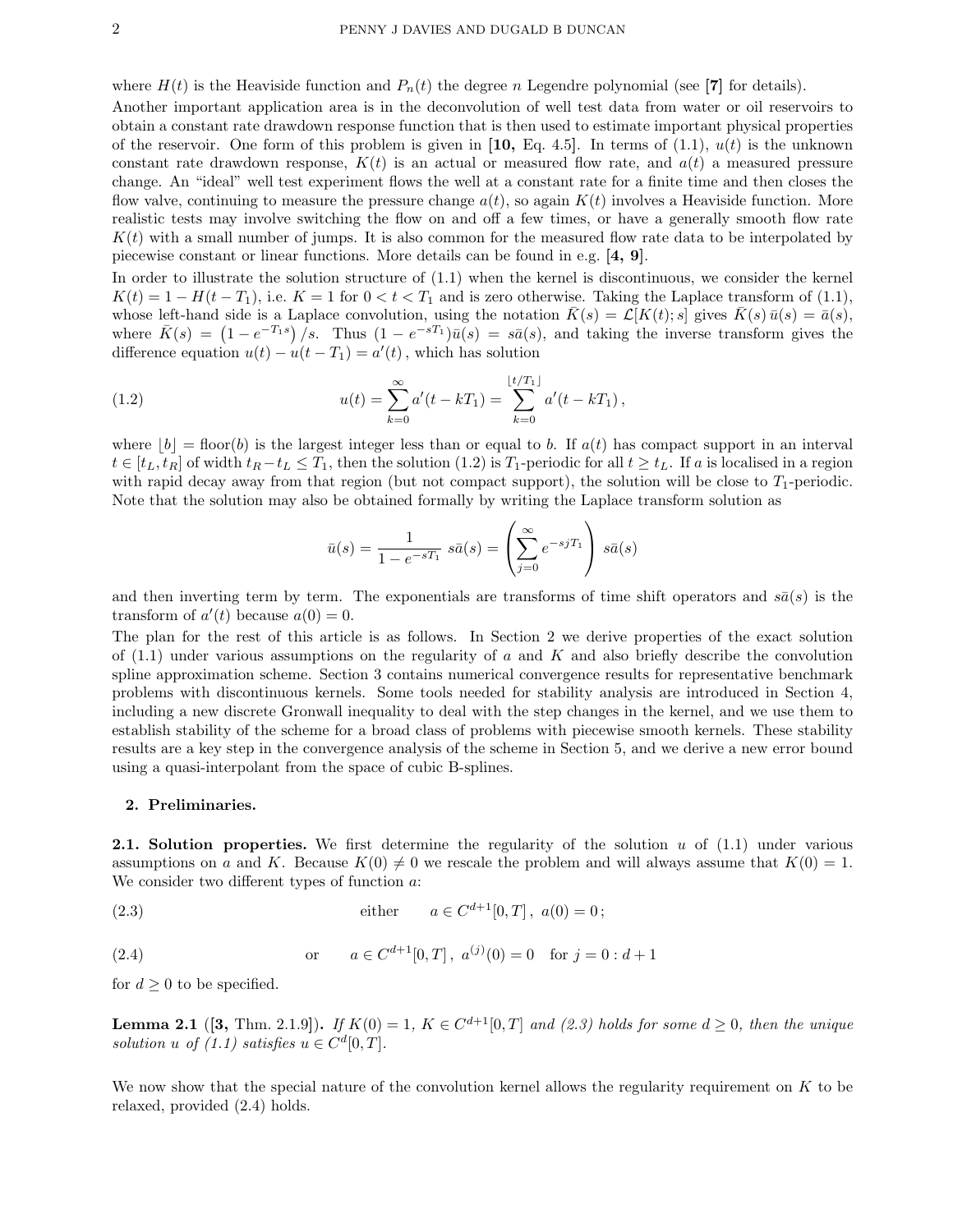where $H(t)$ is the Heaviside function and $P_n(t)$ the degree $n$ Legendre polynomial (see **[7]** for details).

Another important application area is in the deconvolution of well test data from water or oil reservoirs to obtain a constant rate drawdown response function that is then used to estimate important physical properties of the reservoir. One form of this problem is given in **[10,** Eq. 4.5**]**. In terms of (1.1), $u(t)$ is the unknown constant rate drawdown response, $K(t)$ is an actual or measured flow rate, and $a(t)$ a measured pressure change. An "ideal" well test experiment flows the well at a constant rate for a finite time and then closes the flow valve, continuing to measure the pressure change $a(t)$, so again $K(t)$ involves a Heaviside function. More realistic tests may involve switching the flow on and off a few times, or have a generally smooth flow rate $K(t)$ with a small number of jumps. It is also common for the measured flow rate data to be interpolated by piecewise constant or linear functions. More details can be found in e.g. **[4, 9]**.

In order to illustrate the solution structure of (1.1) when the kernel is discontinuous, we consider the kernel $K(t) = 1 - H(t - T_1)$, i.e. $K = 1$ for $0 < t < T_1$ and is zero otherwise. Taking the Laplace transform of (1.1), whose left-hand side is a Laplace convolution, using the notation $\bar{K}(s) = \mathcal{L}[K(t); s]$ gives $\bar{K}(s)\,\bar{u}(s) = \bar{a}(s)$, where $\bar{K}(s) = \left(1 - e^{-T_1 s}\right)/s$. Thus $(1 - e^{-sT_1})\bar{u}(s) = s\bar{a}(s)$, and taking the inverse transform gives the difference equation $u(t) - u(t - T_1) = a'(t)$, which has solution

$$u(t) = \sum_{k=0}^{\infty} a'(t - kT_1) = \sum_{k=0}^{\lfloor t/T_1 \rfloor} a'(t - kT_1)\,, \tag{1.2}$$

where $\lfloor b \rfloor = \text{floor}(b)$ is the largest integer less than or equal to $b$. If $a(t)$ has compact support in an interval $t \in [t_L, t_R]$ of width $t_R - t_L \le T_1$, then the solution (1.2) is $T_1$-periodic for all $t \ge t_L$. If $a$ is localised in a region with rapid decay away from that region (but not compact support), the solution will be close to $T_1$-periodic. Note that the solution may also be obtained formally by writing the Laplace transform solution as

$$\bar{u}(s) = \frac{1}{1 - e^{-sT_1}}\; s\bar{a}(s) = \left( \sum_{j=0}^{\infty} e^{-sjT_1} \right)\; s\bar{a}(s)$$

and then inverting term by term. The exponentials are transforms of time shift operators and $s\bar{a}(s)$ is the transform of $a'(t)$ because $a(0) = 0$.

The plan for the rest of this article is as follows. In Section 2 we derive properties of the exact solution of (1.1) under various assumptions on the regularity of $a$ and $K$ and also briefly describe the convolution spline approximation scheme. Section 3 contains numerical convergence results for representative benchmark problems with discontinuous kernels. Some tools needed for stability analysis are introduced in Section 4, including a new discrete Gronwall inequality to deal with the step changes in the kernel, and we use them to establish stability of the scheme for a broad class of problems with piecewise smooth kernels. These stability results are a key step in the convergence analysis of the scheme in Section 5, and we derive a new error bound using a quasi-interpolant from the space of cubic B-splines.

## 2. Preliminaries.

**2.1. Solution properties.** We first determine the regularity of the solution $u$ of (1.1) under various assumptions on $a$ and $K$. Because $K(0) \ne 0$ we rescale the problem and will always assume that $K(0) = 1$. We consider two different types of function $a$:

$$\text{either} \qquad a \in C^{d+1}[0, T]\,,\ a(0) = 0\,; \tag{2.3}$$

$$\text{or} \qquad a \in C^{d+1}[0, T]\,,\ a^{(j)}(0) = 0 \quad \text{for } j = 0 : d + 1 \tag{2.4}$$

for $d \ge 0$ to be specified.

**Lemma 2.1** (**[3,** Thm. 2.1.9**]**)**.** *If $K(0) = 1$, $K \in C^{d+1}[0, T]$ and (2.3) holds for some $d \ge 0$, then the unique solution $u$ of (1.1) satisfies $u \in C^d[0, T]$.*

We now show that the special nature of the convolution kernel allows the regularity requirement on $K$ to be relaxed, provided (2.4) holds.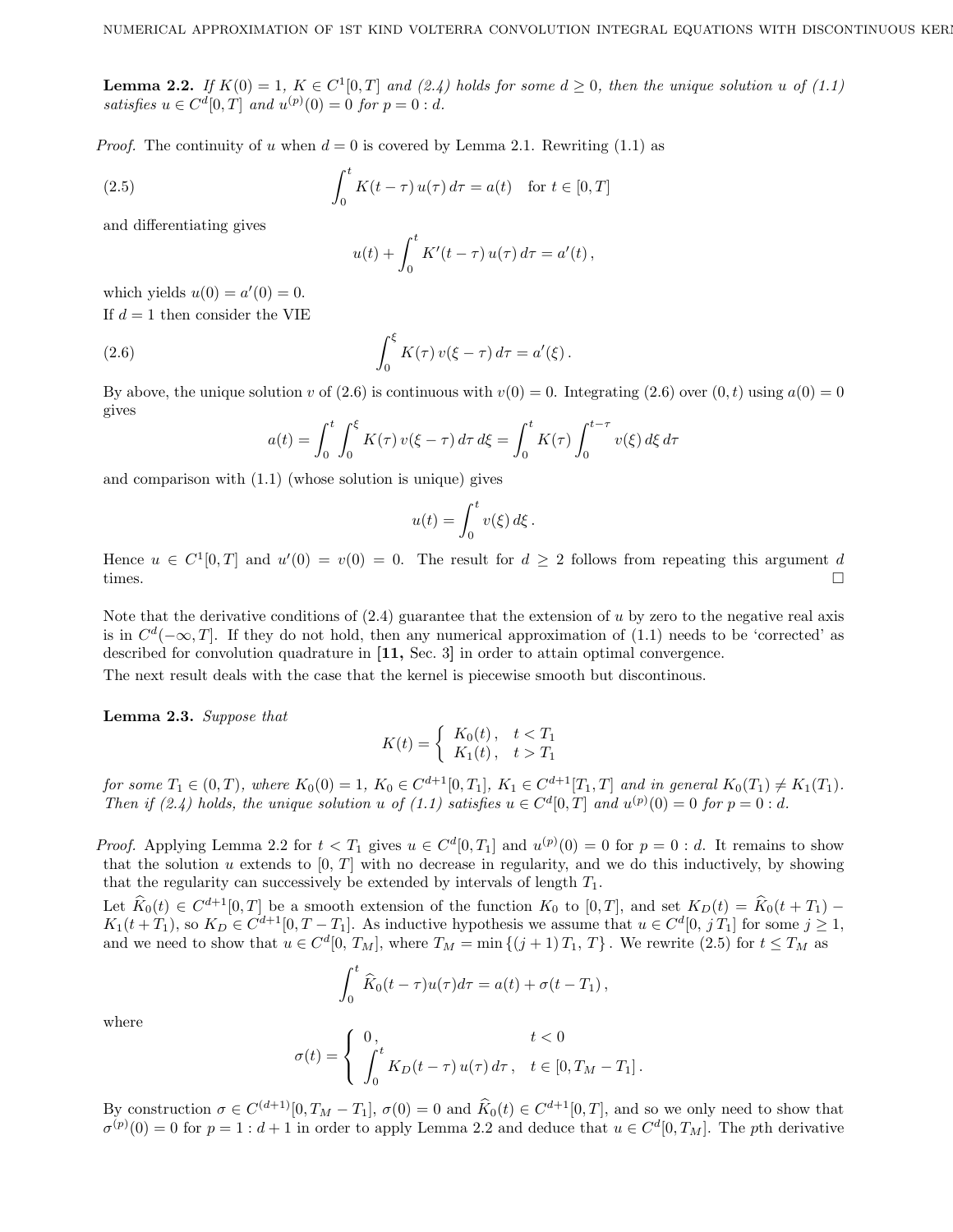**Lemma 2.2.** *If $K(0) = 1$, $K \in C^1[0,T]$ and (2.4) holds for some $d \geq 0$, then the unique solution $u$ of (1.1) satisfies $u \in C^d[0,T]$ and $u^{(p)}(0) = 0$ for $p = 0 : d$.*

*Proof.* The continuity of $u$ when $d = 0$ is covered by Lemma 2.1. Rewriting (1.1) as

$$\int_0^t K(t-\tau)\, u(\tau)\, d\tau = a(t) \quad \text{for } t \in [0,T] \tag{2.5}$$

and differentiating gives

$$u(t) + \int_0^t K'(t-\tau)\, u(\tau)\, d\tau = a'(t)\,,$$

which yields $u(0) = a'(0) = 0$.
If $d = 1$ then consider the VIE

$$\int_0^\xi K(\tau)\, v(\xi - \tau)\, d\tau = a'(\xi)\,. \tag{2.6}$$

By above, the unique solution $v$ of (2.6) is continuous with $v(0) = 0$. Integrating (2.6) over $(0,t)$ using $a(0) = 0$ gives

$$a(t) = \int_0^t \int_0^\xi K(\tau)\, v(\xi-\tau)\, d\tau\, d\xi = \int_0^t K(\tau) \int_0^{t-\tau} v(\xi)\, d\xi\, d\tau$$

and comparison with (1.1) (whose solution is unique) gives

$$u(t) = \int_0^t v(\xi)\, d\xi\,.$$

Hence $u \in C^1[0,T]$ and $u'(0) = v(0) = 0$. The result for $d \geq 2$ follows from repeating this argument $d$ times. $\square$

Note that the derivative conditions of (2.4) guarantee that the extension of $u$ by zero to the negative real axis is in $C^d(-\infty, T]$. If they do not hold, then any numerical approximation of (1.1) needs to be 'corrected' as described for convolution quadrature in **[11,** Sec. 3] in order to attain optimal convergence.
The next result deals with the case that the kernel is piecewise smooth but discontinous.

**Lemma 2.3.** *Suppose that*

$$K(t) = \begin{cases} K_0(t)\,, & t < T_1 \\ K_1(t)\,, & t > T_1 \end{cases}$$

*for some $T_1 \in (0,T)$, where $K_0(0) = 1$, $K_0 \in C^{d+1}[0,T_1]$, $K_1 \in C^{d+1}[T_1,T]$ and in general $K_0(T_1) \neq K_1(T_1)$. Then if (2.4) holds, the unique solution $u$ of (1.1) satisfies $u \in C^d[0,T]$ and $u^{(p)}(0) = 0$ for $p = 0 : d$.*

*Proof.* Applying Lemma 2.2 for $t < T_1$ gives $u \in C^d[0,T_1]$ and $u^{(p)}(0) = 0$ for $p = 0 : d$. It remains to show that the solution $u$ extends to $[0,T]$ with no decrease in regularity, and we do this inductively, by showing that the regularity can successively be extended by intervals of length $T_1$.
Let $\widehat{K}_0(t) \in C^{d+1}[0,T]$ be a smooth extension of the function $K_0$ to $[0,T]$, and set $K_D(t) = \widehat{K}_0(t+T_1) - K_1(t+T_1)$, so $K_D \in C^{d+1}[0, T-T_1]$. As inductive hypothesis we assume that $u \in C^d[0, j\,T_1]$ for some $j \geq 1$, and we need to show that $u \in C^d[0, T_M]$, where $T_M = \min\{(j+1)\,T_1,\, T\}$. We rewrite (2.5) for $t \leq T_M$ as

$$\int_0^t \widehat{K}_0(t-\tau) u(\tau) d\tau = a(t) + \sigma(t - T_1)\,,$$

where

$$\sigma(t) = \begin{cases} 0\,, & t < 0 \\ \displaystyle\int_0^t K_D(t-\tau)\, u(\tau)\, d\tau\,, & t \in [0, T_M - T_1]\,. \end{cases}$$

By construction $\sigma \in C^{(d+1)}[0, T_M - T_1]$, $\sigma(0) = 0$ and $\widehat{K}_0(t) \in C^{d+1}[0,T]$, and so we only need to show that $\sigma^{(p)}(0) = 0$ for $p = 1 : d+1$ in order to apply Lemma 2.2 and deduce that $u \in C^d[0, T_M]$. The $p$th derivative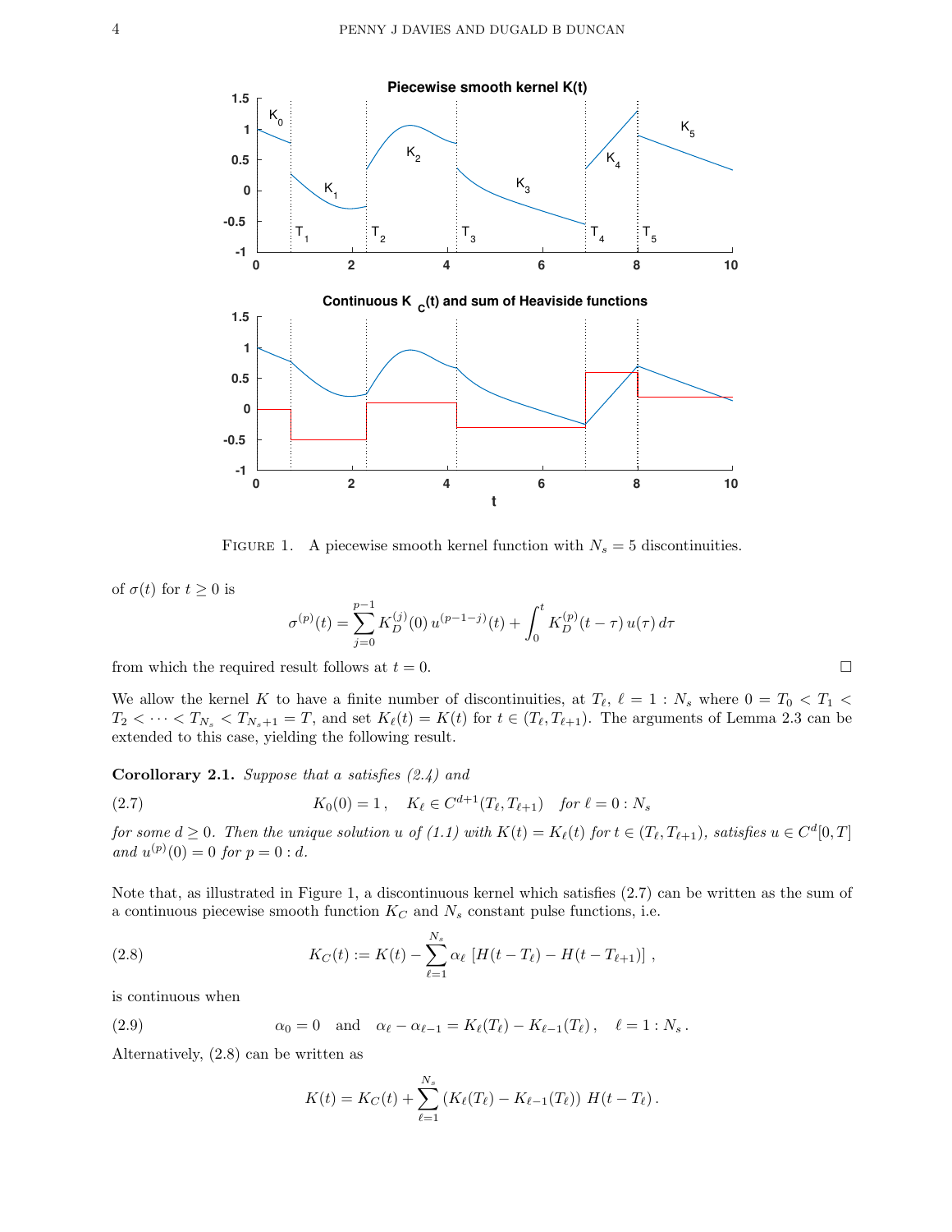Piecewise smooth kernel K(t)

1.5
1
0.5
0
-0.5
-1

0 2 4 6 8 10

K0 K1 K2 K3 K4 K5
T1 T2 T3 T4 T5

Continuous K C(t) and sum of Heaviside functions

1.5
1
0.5
0
-0.5
-1

0 2 4 6 8 10

t

FIGURE 1. A piecewise smooth kernel function with $N_s = 5$ discontinuities.

of $\sigma(t)$ for $t \geq 0$ is

$$\sigma^{(p)}(t) = \sum_{j=0}^{p-1} K_D^{(j)}(0)\, u^{(p-1-j)}(t) + \int_0^t K_D^{(p)}(t-\tau)\, u(\tau)\, d\tau$$

from which the required result follows at $t = 0$. □

We allow the kernel $K$ to have a finite number of discontinuities, at $T_\ell$, $\ell = 1 : N_s$ where $0 = T_0 < T_1 < T_2 < \cdots < T_{N_s} < T_{N_s+1} = T$, and set $K_\ell(t) = K(t)$ for $t \in (T_\ell, T_{\ell+1})$. The arguments of Lemma 2.3 can be extended to this case, yielding the following result.

**Corollary 2.1.** *Suppose that $a$ satisfies (2.4) and*

$$K_0(0) = 1\,, \quad K_\ell \in C^{d+1}(T_\ell, T_{\ell+1}) \quad \text{for } \ell = 0 : N_s \tag{2.7}$$

*for some $d \geq 0$. Then the unique solution $u$ of (1.1) with $K(t) = K_\ell(t)$ for $t \in (T_\ell, T_{\ell+1})$, satisfies $u \in C^d[0,T]$ and $u^{(p)}(0) = 0$ for $p = 0 : d$.*

Note that, as illustrated in Figure 1, a discontinuous kernel which satisfies (2.7) can be written as the sum of a continuous piecewise smooth function $K_C$ and $N_s$ constant pulse functions, i.e.

$$K_C(t) := K(t) - \sum_{\ell=1}^{N_s} \alpha_\ell \,\left[H(t - T_\ell) - H(t - T_{\ell+1})\right]\,, \tag{2.8}$$

is continuous when

$$\alpha_0 = 0 \quad \text{and} \quad \alpha_\ell - \alpha_{\ell-1} = K_\ell(T_\ell) - K_{\ell-1}(T_\ell)\,, \quad \ell = 1 : N_s\,. \tag{2.9}$$

Alternatively, (2.8) can be written as

$$K(t) = K_C(t) + \sum_{\ell=1}^{N_s} \left(K_\ell(T_\ell) - K_{\ell-1}(T_\ell)\right)\, H(t - T_\ell)\,.$$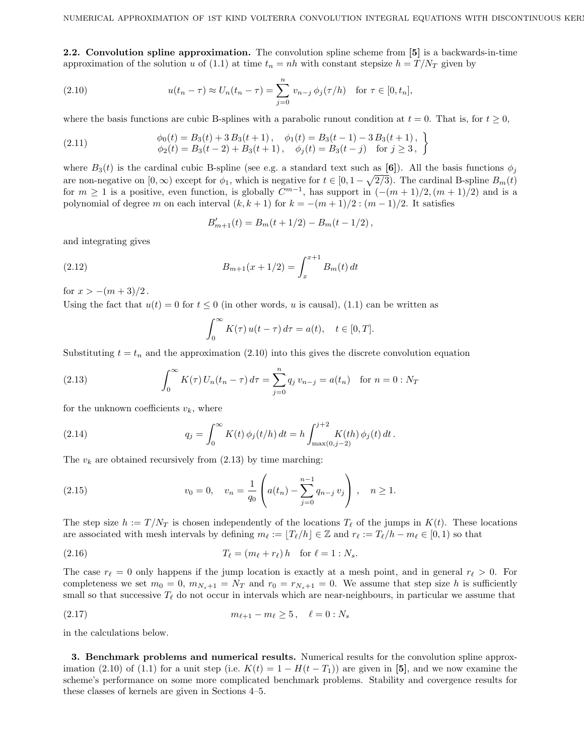**2.2. Convolution spline approximation.** The convolution spline scheme from **[5]** is a backwards-in-time approximation of the solution $u$ of (1.1) at time $t_n = nh$ with constant stepsize $h = T/N_T$ given by

$$u(t_n - \tau) \approx U_n(t_n - \tau) = \sum_{j=0}^{n} v_{n-j}\, \phi_j(\tau/h) \quad \text{for } \tau \in [0, t_n], \tag{2.10}$$

where the basis functions are cubic B-splines with a parabolic runout condition at $t = 0$. That is, for $t \geq 0$,

$$\left.\begin{aligned} \phi_0(t) &= B_3(t) + 3\, B_3(t+1)\,, \quad & \phi_1(t) &= B_3(t-1) - 3\, B_3(t+1)\,, \\ \phi_2(t) &= B_3(t-2) + B_3(t+1)\,, \quad & \phi_j(t) &= B_3(t-j) \quad \text{for } j \geq 3\,, \end{aligned}\right\} \tag{2.11}$$

where $B_3(t)$ is the cardinal cubic B-spline (see e.g. a standard text such as **[6]**). All the basis functions $\phi_j$ are non-negative on $[0, \infty)$ except for $\phi_1$, which is negative for $t \in [0, 1 - \sqrt{2/3})$. The cardinal B-spline $B_m(t)$ for $m \geq 1$ is a positive, even function, is globally $C^{m-1}$, has support in $(-(m+1)/2, (m+1)/2)$ and is a polynomial of degree $m$ on each interval $(k, k+1)$ for $k = -(m+1)/2 : (m-1)/2$. It satisfies

$$B'_{m+1}(t) = B_m(t + 1/2) - B_m(t - 1/2)\,,$$

and integrating gives

$$B_{m+1}(x + 1/2) = \int_x^{x+1} B_m(t)\, dt \tag{2.12}$$

for $x > -(m+3)/2$.

Using the fact that $u(t) = 0$ for $t \leq 0$ (in other words, $u$ is causal), (1.1) can be written as

$$\int_0^\infty K(\tau)\, u(t - \tau)\, d\tau = a(t), \quad t \in [0, T].$$

Substituting $t = t_n$ and the approximation (2.10) into this gives the discrete convolution equation

$$\int_0^\infty K(\tau)\, U_n(t_n - \tau)\, d\tau = \sum_{j=0}^{n} q_j\, v_{n-j} = a(t_n) \quad \text{for } n = 0 : N_T \tag{2.13}$$

for the unknown coefficients $v_k$, where

$$q_j = \int_0^\infty K(t)\, \phi_j(t/h)\, dt = h \int_{\max(0, j-2)}^{j+2} K(th)\, \phi_j(t)\, dt\,. \tag{2.14}$$

The $v_k$ are obtained recursively from (2.13) by time marching:

$$v_0 = 0, \quad v_n = \frac{1}{q_0}\left( a(t_n) - \sum_{j=0}^{n-1} q_{n-j}\, v_j \right), \quad n \geq 1. \tag{2.15}$$

The step size $h := T/N_T$ is chosen independently of the locations $T_\ell$ of the jumps in $K(t)$. These locations are associated with mesh intervals by defining $m_\ell := \lfloor T_\ell/h \rfloor \in \mathbb{Z}$ and $r_\ell := T_\ell/h - m_\ell \in [0, 1)$ so that

$$T_\ell = (m_\ell + r_\ell)\, h \quad \text{for } \ell = 1 : N_s. \tag{2.16}$$

The case $r_\ell = 0$ only happens if the jump location is exactly at a mesh point, and in general $r_\ell > 0$. For completeness we set $m_0 = 0$, $m_{N_s+1} = N_T$ and $r_0 = r_{N_s+1} = 0$. We assume that step size $h$ is sufficiently small so that successive $T_\ell$ do not occur in intervals which are near-neighbours, in particular we assume that

$$m_{\ell+1} - m_\ell \geq 5\,, \quad \ell = 0 : N_s \tag{2.17}$$

in the calculations below.

## 3. Benchmark problems and numerical results.

Numerical results for the convolution spline approximation (2.10) of (1.1) for a unit step (i.e. $K(t) = 1 - H(t - T_1)$) are given in **[5]**, and we now examine the scheme's performance on some more complicated benchmark problems. Stability and covergence results for these classes of kernels are given in Sections 4–5.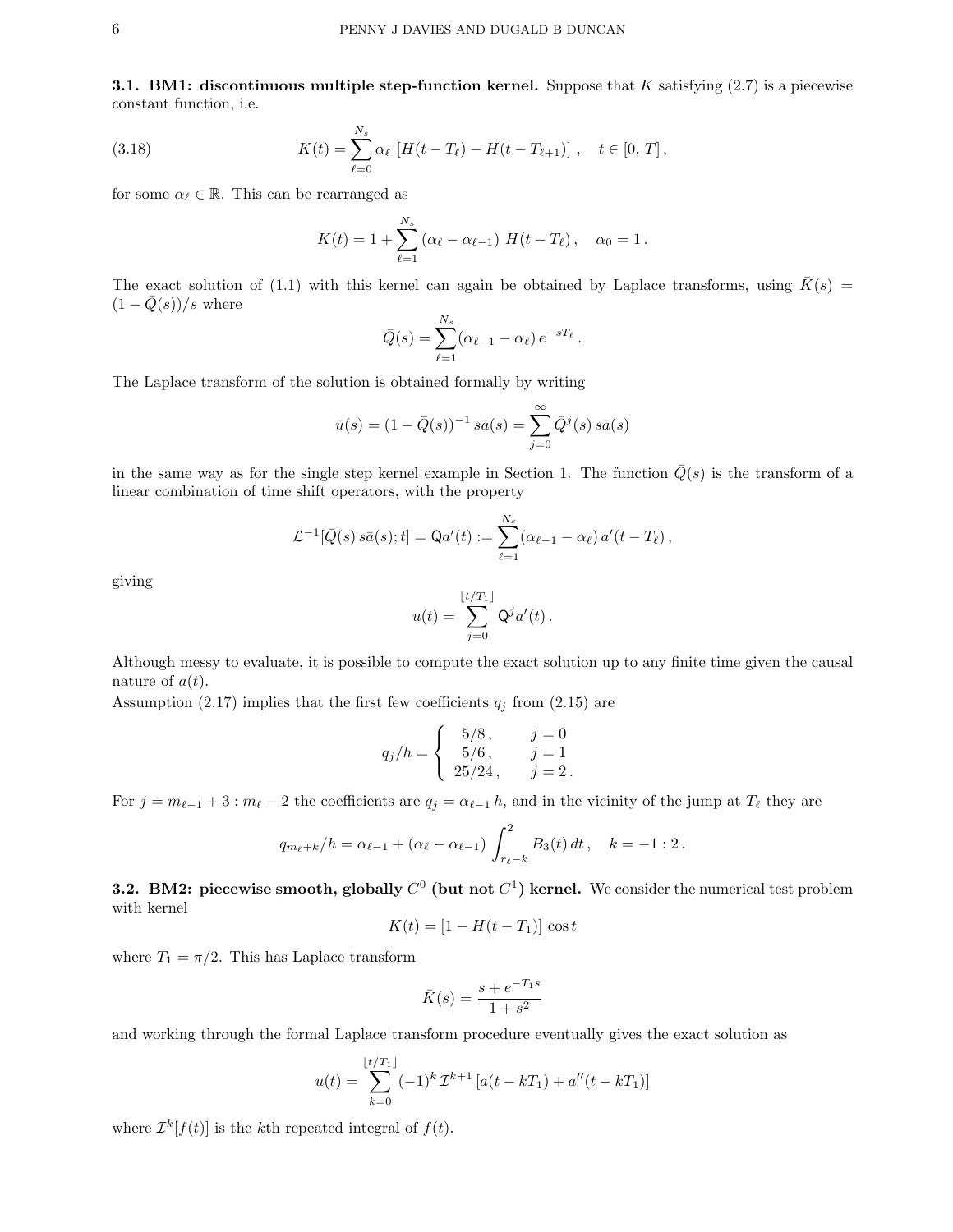### 3.1. BM1: discontinuous multiple step-function kernel.

Suppose that $K$ satisfying (2.7) is a piecewise constant function, i.e.

$$K(t) = \sum_{\ell=0}^{N_s} \alpha_\ell \left[ H(t - T_\ell) - H(t - T_{\ell+1}) \right], \quad t \in [0,\, T], \tag{3.18}$$

for some $\alpha_\ell \in \mathbb{R}$. This can be rearranged as

$$K(t) = 1 + \sum_{\ell=1}^{N_s} (\alpha_\ell - \alpha_{\ell-1})\; H(t - T_\ell), \quad \alpha_0 = 1.$$

The exact solution of (1.1) with this kernel can again be obtained by Laplace transforms, using $\bar{K}(s) = (1 - \bar{Q}(s))/s$ where

$$\bar{Q}(s) = \sum_{\ell=1}^{N_s} (\alpha_{\ell-1} - \alpha_\ell)\, e^{-sT_\ell}.$$

The Laplace transform of the solution is obtained formally by writing

$$\bar{u}(s) = (1 - \bar{Q}(s))^{-1}\, s\bar{a}(s) = \sum_{j=0}^{\infty} \bar{Q}^j(s)\, s\bar{a}(s)$$

in the same way as for the single step kernel example in Section 1. The function $\bar{Q}(s)$ is the transform of a linear combination of time shift operators, with the property

$$\mathcal{L}^{-1}[\bar{Q}(s)\, s\bar{a}(s); t] = \mathsf{Q}a'(t) := \sum_{\ell=1}^{N_s} (\alpha_{\ell-1} - \alpha_\ell)\, a'(t - T_\ell),$$

giving

$$u(t) = \sum_{j=0}^{\lfloor t/T_1 \rfloor} \mathsf{Q}^j a'(t).$$

Although messy to evaluate, it is possible to compute the exact solution up to any finite time given the causal nature of $a(t)$.

Assumption (2.17) implies that the first few coefficients $q_j$ from (2.15) are

$$q_j/h = \begin{cases} 5/8\,, & j = 0 \\ 5/6\,, & j = 1 \\ 25/24\,, & j = 2\,. \end{cases}$$

For $j = m_{\ell-1} + 3 : m_\ell - 2$ the coefficients are $q_j = \alpha_{\ell-1}\, h$, and in the vicinity of the jump at $T_\ell$ they are

$$q_{m_\ell + k}/h = \alpha_{\ell-1} + (\alpha_\ell - \alpha_{\ell-1}) \int_{r_\ell - k}^{2} B_3(t)\, dt\,, \quad k = -1 : 2\,.$$

### 3.2. BM2: piecewise smooth, globally $C^0$ (but not $C^1$) kernel.

We consider the numerical test problem with kernel

$$K(t) = [1 - H(t - T_1)]\, \cos t$$

where $T_1 = \pi/2$. This has Laplace transform

$$\bar{K}(s) = \frac{s + e^{-T_1 s}}{1 + s^2}$$

and working through the formal Laplace transform procedure eventually gives the exact solution as

$$u(t) = \sum_{k=0}^{\lfloor t/T_1 \rfloor} (-1)^k\, \mathcal{I}^{k+1} \left[ a(t - kT_1) + a''(t - kT_1) \right]$$

where $\mathcal{I}^k[f(t)]$ is the $k$th repeated integral of $f(t)$.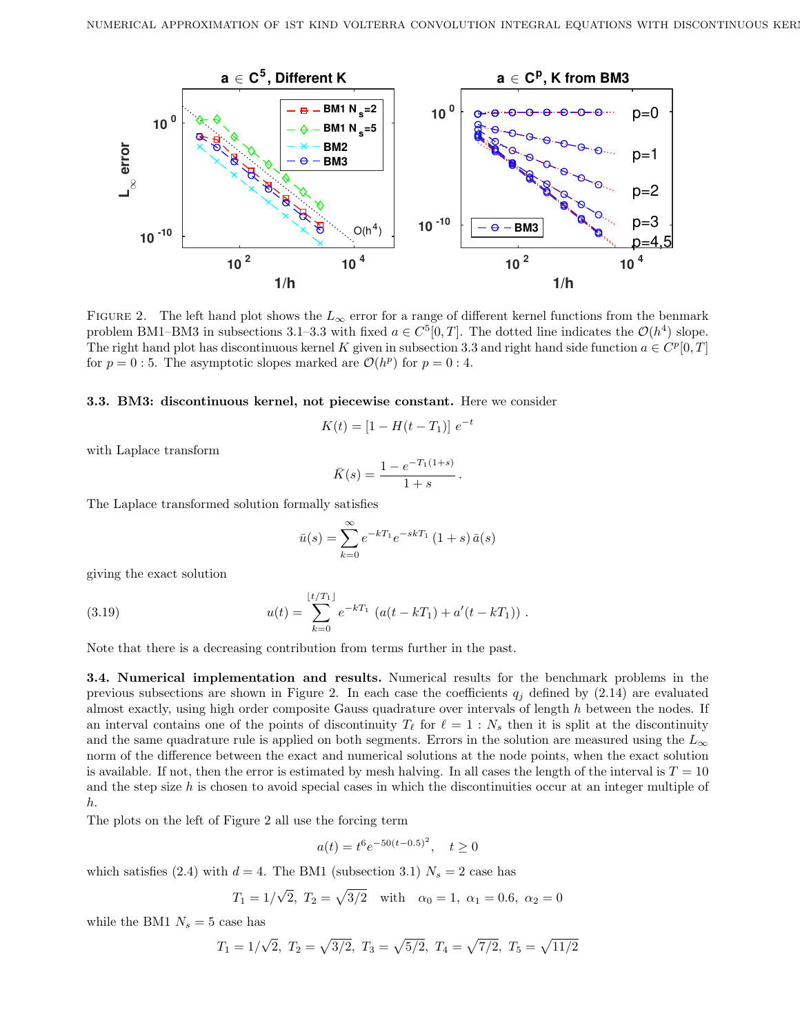a $\in C^5$, Different K

$L_\infty$ error

$10^0$

$10^{-10}$

$10^2$

$10^4$

1/h

BM1 $N_s$=2

BM1 $N_s$=5

BM2

BM3

O(h$^4$)

a $\in C^p$, K from BM3

$10^0$

$10^{-10}$

$10^2$

$10^4$

1/h

p=0

p=1

p=2

p=3

p=4,5

BM3

FIGURE 2. The left hand plot shows the $L_\infty$ error for a range of different kernel functions from the benmark problem BM1–BM3 in subsections 3.1–3.3 with fixed $a \in C^5[0, T]$. The dotted line indicates the $\mathcal{O}(h^4)$ slope. The right hand plot has discontinuous kernel $K$ given in subsection 3.3 and right hand side function $a \in C^p[0, T]$ for $p = 0 : 5$. The asymptotic slopes marked are $\mathcal{O}(h^p)$ for $p = 0 : 4$.

**3.3. BM3: discontinuous kernel, not piecewise constant.** Here we consider

$$K(t) = [1 - H(t - T_1)]\; e^{-t}$$

with Laplace transform

$$\bar{K}(s) = \frac{1 - e^{-T_1(1+s)}}{1 + s}.$$

The Laplace transformed solution formally satisfies

$$\bar{u}(s) = \sum_{k=0}^{\infty} e^{-kT_1} e^{-skT_1}\,(1 + s)\,\bar{a}(s)$$

giving the exact solution

$$u(t) = \sum_{k=0}^{\lfloor t/T_1 \rfloor} e^{-kT_1}\,\left(a(t - kT_1) + a'(t - kT_1)\right). \tag{3.19}$$

Note that there is a decreasing contribution from terms further in the past.

**3.4. Numerical implementation and results.** Numerical results for the benchmark problems in the previous subsections are shown in Figure 2. In each case the coefficients $q_j$ defined by (2.14) are evaluated almost exactly, using high order composite Gauss quadrature over intervals of length $h$ between the nodes. If an interval contains one of the points of discontinuity $T_\ell$ for $\ell = 1 : N_s$ then it is split at the discontinuity and the same quadrature rule is applied on both segments. Errors in the solution are measured using the $L_\infty$ norm of the difference between the exact and numerical solutions at the node points, when the exact solution is available. If not, then the error is estimated by mesh halving. In all cases the length of the interval is $T = 10$ and the step size $h$ is chosen to avoid special cases in which the discontinuities occur at an integer multiple of $h$.

The plots on the left of Figure 2 all use the forcing term

$$a(t) = t^6 e^{-50(t-0.5)^2}, \quad t \geq 0$$

which satisfies (2.4) with $d = 4$. The BM1 (subsection 3.1) $N_s = 2$ case has

$$T_1 = 1/\sqrt{2},\; T_2 = \sqrt{3/2} \quad \text{with} \quad \alpha_0 = 1,\; \alpha_1 = 0.6,\; \alpha_2 = 0$$

while the BM1 $N_s = 5$ case has

$$T_1 = 1/\sqrt{2},\; T_2 = \sqrt{3/2},\; T_3 = \sqrt{5/2},\; T_4 = \sqrt{7/2},\; T_5 = \sqrt{11/2}$$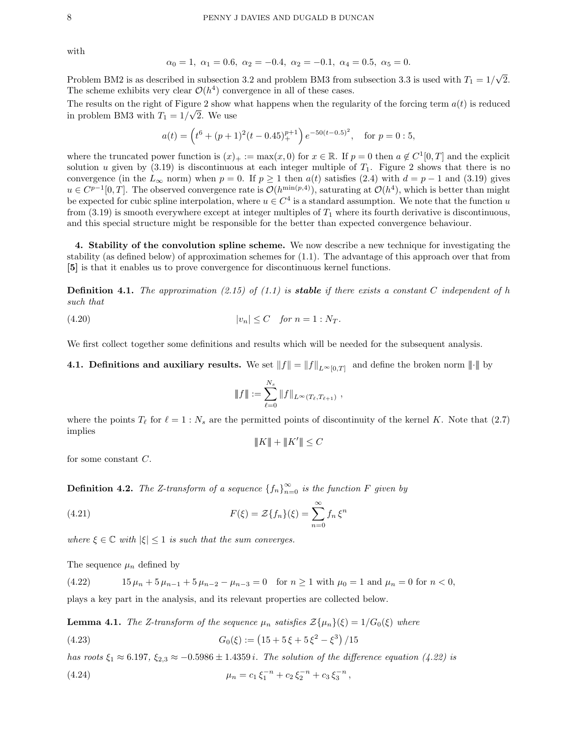with

$$\alpha_0 = 1,\ \alpha_1 = 0.6,\ \alpha_2 = -0.4,\ \alpha_2 = -0.1,\ \alpha_4 = 0.5,\ \alpha_5 = 0.$$

Problem BM2 is as described in subsection 3.2 and problem BM3 from subsection 3.3 is used with $T_1 = 1/\sqrt{2}$. The scheme exhibits very clear $\mathcal{O}(h^4)$ convergence in all of these cases.

The results on the right of Figure 2 show what happens when the regularity of the forcing term $a(t)$ is reduced in problem BM3 with $T_1 = 1/\sqrt{2}$. We use

$$a(t) = \left(t^6 + (p+1)^2 (t - 0.45)_+^{p+1}\right) e^{-50(t-0.5)^2}, \quad \text{for } p = 0:5,$$

where the truncated power function is $(x)_+ := \max(x, 0)$ for $x \in \mathbb{R}$. If $p = 0$ then $a \notin C^1[0, T]$ and the explicit solution $u$ given by (3.19) is discontinuous at each integer multiple of $T_1$. Figure 2 shows that there is no convergence (in the $L_\infty$ norm) when $p = 0$. If $p \geq 1$ then $a(t)$ satisfies (2.4) with $d = p - 1$ and (3.19) gives $u \in C^{p-1}[0, T]$. The observed convergence rate is $\mathcal{O}(h^{\min(p,4)})$, saturating at $\mathcal{O}(h^4)$, which is better than might be expected for cubic spline interpolation, where $u \in C^4$ is a standard assumption. We note that the function $u$ from (3.19) is smooth everywhere except at integer multiples of $T_1$ where its fourth derivative is discontinuous, and this special structure might be responsible for the better than expected convergence behaviour.

**4. Stability of the convolution spline scheme.** We now describe a new technique for investigating the stability (as defined below) of approximation schemes for (1.1). The advantage of this approach over that from **[5]** is that it enables us to prove convergence for discontinuous kernel functions.

**Definition 4.1.** *The approximation (2.15) of (1.1) is **stable** if there exists a constant $C$ independent of $h$ such that*

$$|v_n| \leq C \quad \text{for } n = 1 : N_T. \tag{4.20}$$

We first collect together some definitions and results which will be needed for the subsequent analysis.

**4.1. Definitions and auxiliary results.** We set $\|f\| = \|f\|_{L^\infty[0,T]}$ and define the broken norm $|\!|\!|\cdot|\!|\!|$ by

$$|\!|\!|f|\!|\!| := \sum_{\ell=0}^{N_s} \|f\|_{L^\infty(T_\ell, T_{\ell+1})},$$

where the points $T_\ell$ for $\ell = 1 : N_s$ are the permitted points of discontinuity of the kernel $K$. Note that (2.7) implies

$$|\!|\!|K|\!|\!| + |\!|\!|K'|\!|\!| \leq C$$

for some constant $C$.

**Definition 4.2.** *The Z-transform of a sequence $\{f_n\}_{n=0}^\infty$ is the function $F$ given by*

$$F(\xi) = \mathcal{Z}\{f_n\}(\xi) = \sum_{n=0}^\infty f_n\, \xi^n \tag{4.21}$$

*where $\xi \in \mathbb{C}$ with $|\xi| \leq 1$ is such that the sum converges.*

The sequence $\mu_n$ defined by

$$15\,\mu_n + 5\,\mu_{n-1} + 5\,\mu_{n-2} - \mu_{n-3} = 0 \quad \text{for } n \geq 1 \text{ with } \mu_0 = 1 \text{ and } \mu_n = 0 \text{ for } n < 0, \tag{4.22}$$

plays a key part in the analysis, and its relevant properties are collected below.

**Lemma 4.1.** *The Z-transform of the sequence $\mu_n$ satisfies $\mathcal{Z}\{\mu_n\}(\xi) = 1/G_0(\xi)$ where*

$$G_0(\xi) := \left(15 + 5\,\xi + 5\,\xi^2 - \xi^3\right)/15 \tag{4.23}$$

*has roots $\xi_1 \approx 6.197$, $\xi_{2,3} \approx -0.5986 \pm 1.4359\,i$. The solution of the difference equation (4.22) is*

$$\mu_n = c_1\,\xi_1^{-n} + c_2\,\xi_2^{-n} + c_3\,\xi_3^{-n}, \tag{4.24}$$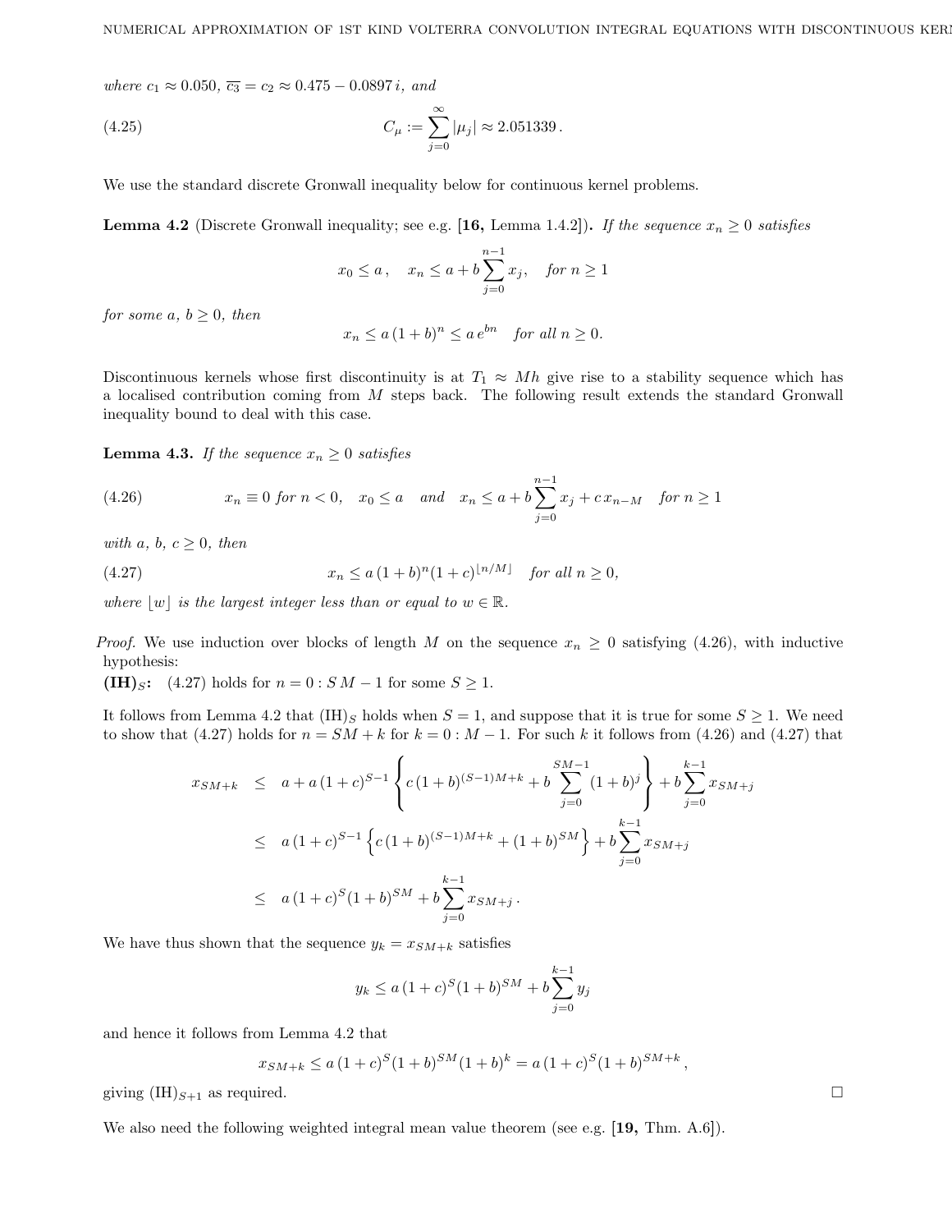where $c_1 \approx 0.050$, $\overline{c_3} = c_2 \approx 0.475 - 0.0897\,i$, and

$$C_\mu := \sum_{j=0}^{\infty} |\mu_j| \approx 2.051339\,. \tag{4.25}$$

We use the standard discrete Gronwall inequality below for continuous kernel problems.

**Lemma 4.2** (Discrete Gronwall inequality; see e.g. **[16,** Lemma 1.4.2]). *If the sequence $x_n \geq 0$ satisfies*

$$x_0 \leq a\,, \quad x_n \leq a + b\sum_{j=0}^{n-1} x_j, \quad \text{for } n \geq 1$$

*for some $a$, $b \geq 0$, then*

$$x_n \leq a\,(1+b)^n \leq a\,e^{bn} \quad \text{for all } n \geq 0.$$

Discontinuous kernels whose first discontinuity is at $T_1 \approx Mh$ give rise to a stability sequence which has a localised contribution coming from $M$ steps back. The following result extends the standard Gronwall inequality bound to deal with this case.

**Lemma 4.3.** *If the sequence $x_n \geq 0$ satisfies*

$$x_n \equiv 0 \text{ for } n < 0, \quad x_0 \leq a \quad \text{and} \quad x_n \leq a + b\sum_{j=0}^{n-1} x_j + c\,x_{n-M} \quad \text{for } n \geq 1 \tag{4.26}$$

*with $a$, $b$, $c \geq 0$, then*

$$x_n \leq a\,(1+b)^n (1+c)^{\lfloor n/M \rfloor} \quad \text{for all } n \geq 0, \tag{4.27}$$

*where $\lfloor w \rfloor$ is the largest integer less than or equal to $w \in \mathbb{R}$.*

*Proof.* We use induction over blocks of length $M$ on the sequence $x_n \geq 0$ satisfying (4.26), with inductive hypothesis:
**(IH)$_S$:** (4.27) holds for $n = 0 : S\,M - 1$ for some $S \geq 1$.

It follows from Lemma 4.2 that (IH)$_S$ holds when $S = 1$, and suppose that it is true for some $S \geq 1$. We need to show that (4.27) holds for $n = SM + k$ for $k = 0 : M - 1$. For such $k$ it follows from (4.26) and (4.27) that

$$\begin{aligned}
x_{SM+k} &\leq a + a\,(1+c)^{S-1}\left\{c\,(1+b)^{(S-1)M+k} + b\sum_{j=0}^{SM-1}(1+b)^j\right\} + b\sum_{j=0}^{k-1} x_{SM+j} \\
&\leq a\,(1+c)^{S-1}\left\{c\,(1+b)^{(S-1)M+k} + (1+b)^{SM}\right\} + b\sum_{j=0}^{k-1} x_{SM+j} \\
&\leq a\,(1+c)^{S}(1+b)^{SM} + b\sum_{j=0}^{k-1} x_{SM+j}\,.
\end{aligned}$$

We have thus shown that the sequence $y_k = x_{SM+k}$ satisfies

$$y_k \leq a\,(1+c)^S(1+b)^{SM} + b\sum_{j=0}^{k-1} y_j$$

and hence it follows from Lemma 4.2 that

$$x_{SM+k} \leq a\,(1+c)^S(1+b)^{SM}(1+b)^k = a\,(1+c)^S(1+b)^{SM+k}\,,$$

giving (IH)$_{S+1}$ as required. $\square$

We also need the following weighted integral mean value theorem (see e.g. **[19,** Thm. A.6]).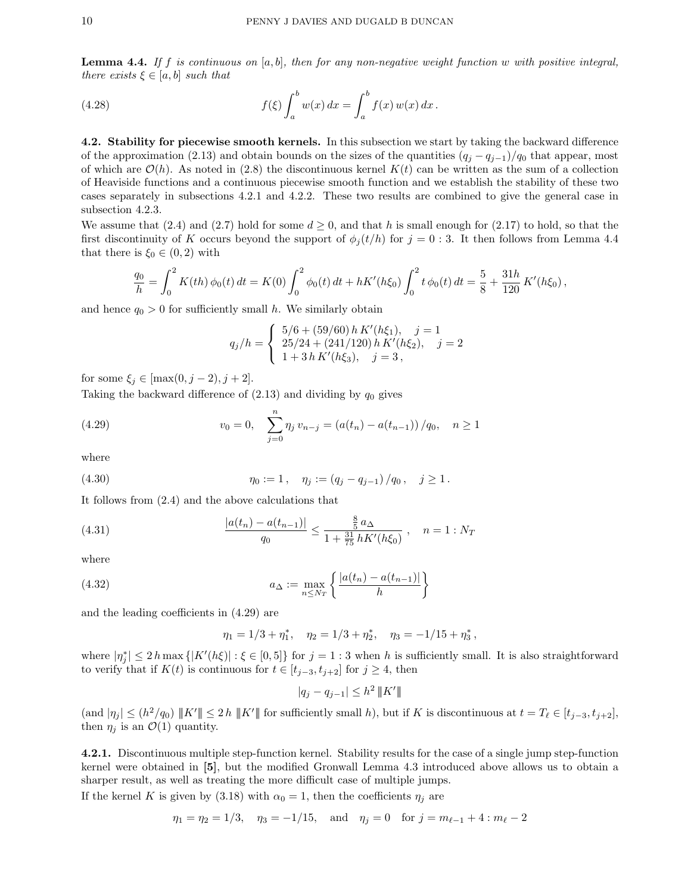**Lemma 4.4.** *If $f$ is continuous on $[a,b]$, then for any non-negative weight function $w$ with positive integral, there exists $\xi \in [a,b]$ such that*

$$f(\xi)\int_a^b w(x)\,dx = \int_a^b f(x)\,w(x)\,dx\,. \tag{4.28}$$

**4.2. Stability for piecewise smooth kernels.** In this subsection we start by taking the backward difference of the approximation (2.13) and obtain bounds on the sizes of the quantities $(q_j - q_{j-1})/q_0$ that appear, most of which are $\mathcal{O}(h)$. As noted in (2.8) the discontinuous kernel $K(t)$ can be written as the sum of a collection of Heaviside functions and a continuous piecewise smooth function and we establish the stability of these two cases separately in subsections 4.2.1 and 4.2.2. These two results are combined to give the general case in subsection 4.2.3.

We assume that (2.4) and (2.7) hold for some $d \geq 0$, and that $h$ is small enough for (2.17) to hold, so that the first discontinuity of $K$ occurs beyond the support of $\phi_j(t/h)$ for $j = 0:3$. It then follows from Lemma 4.4 that there is $\xi_0 \in (0,2)$ with

$$\frac{q_0}{h} = \int_0^2 K(th)\,\phi_0(t)\,dt = K(0)\int_0^2 \phi_0(t)\,dt + hK'(h\xi_0)\int_0^2 t\,\phi_0(t)\,dt = \frac{5}{8} + \frac{31h}{120}\,K'(h\xi_0)\,,$$

and hence $q_0 > 0$ for sufficiently small $h$. We similarly obtain

$$q_j/h = \begin{cases} 5/6 + (59/60)\,h\,K'(h\xi_1), & j = 1 \\ 25/24 + (241/120)\,h\,K'(h\xi_2), & j = 2 \\ 1 + 3\,h\,K'(h\xi_3), & j = 3\,, \end{cases}$$

for some $\xi_j \in [\max(0, j-2), j+2]$.

Taking the backward difference of (2.13) and dividing by $q_0$ gives

$$v_0 = 0, \quad \sum_{j=0}^{n} \eta_j\, v_{n-j} = \left(a(t_n) - a(t_{n-1})\right)/q_0, \quad n \geq 1 \tag{4.29}$$

where

$$\eta_0 := 1\,, \quad \eta_j := \left(q_j - q_{j-1}\right)/q_0\,, \quad j \geq 1\,. \tag{4.30}$$

It follows from (2.4) and the above calculations that

$$\frac{|a(t_n) - a(t_{n-1})|}{q_0} \leq \frac{\frac{8}{5}\,a_\Delta}{1 + \frac{31}{75}\,hK'(h\xi_0)}\,, \quad n = 1:N_T \tag{4.31}$$

where

$$a_\Delta := \max_{n \leq N_T}\left\{\frac{|a(t_n) - a(t_{n-1})|}{h}\right\} \tag{4.32}$$

and the leading coefficients in (4.29) are

$$\eta_1 = 1/3 + \eta_1^*, \quad \eta_2 = 1/3 + \eta_2^*, \quad \eta_3 = -1/15 + \eta_3^*\,,$$

where $|\eta_j^*| \leq 2\,h\max\{|K'(h\xi)| : \xi \in [0,5]\}$ for $j = 1:3$ when $h$ is sufficiently small. It is also straightforward to verify that if $K(t)$ is continuous for $t \in [t_{j-3}, t_{j+2}]$ for $j \geq 4$, then

$$|q_j - q_{j-1}| \leq h^2\,\|K'\|$$

(and $|\eta_j| \leq (h^2/q_0)\,\|K'\| \leq 2\,h\,\|K'\|$ for sufficiently small $h$), but if $K$ is discontinuous at $t = T_\ell \in [t_{j-3}, t_{j+2}]$, then $\eta_j$ is an $\mathcal{O}(1)$ quantity.

**4.2.1.** Discontinuous multiple step-function kernel. Stability results for the case of a single jump step-function kernel were obtained in **[5]**, but the modified Gronwall Lemma 4.3 introduced above allows us to obtain a sharper result, as well as treating the more difficult case of multiple jumps.

If the kernel $K$ is given by (3.18) with $\alpha_0 = 1$, then the coefficients $\eta_j$ are

$$\eta_1 = \eta_2 = 1/3, \quad \eta_3 = -1/15, \quad \text{and} \quad \eta_j = 0 \quad \text{for } j = m_{\ell-1} + 4 : m_\ell - 2$$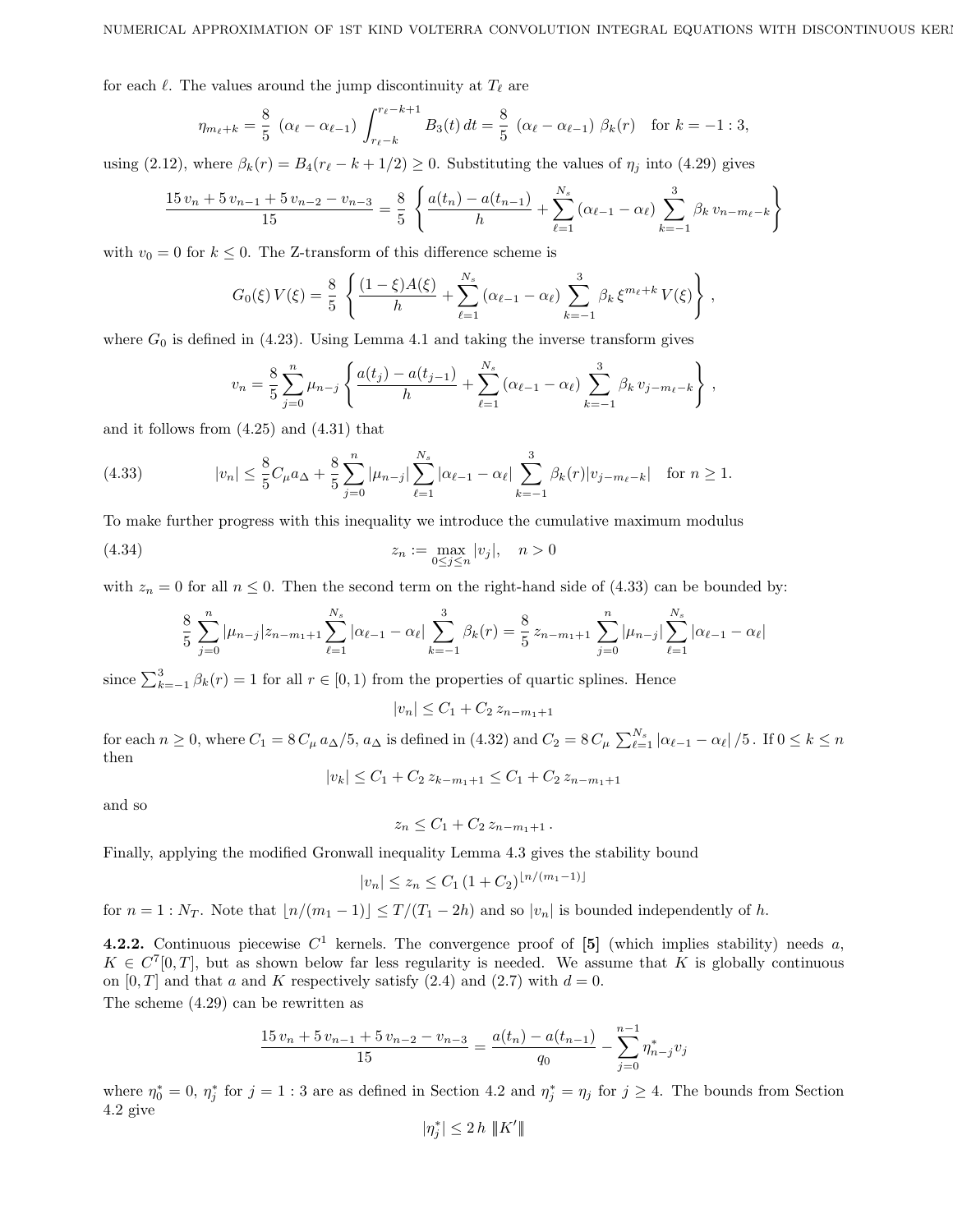for each $\ell$. The values around the jump discontinuity at $T_\ell$ are

$$\eta_{m_\ell+k} = \frac{8}{5}\,(\alpha_\ell - \alpha_{\ell-1}) \int_{r_\ell-k}^{r_\ell-k+1} B_3(t)\,dt = \frac{8}{5}\,(\alpha_\ell - \alpha_{\ell-1})\,\beta_k(r) \quad \text{for } k=-1:3,$$

using (2.12), where $\beta_k(r) = B_4(r_\ell - k + 1/2) \geq 0$. Substituting the values of $\eta_j$ into (4.29) gives

$$\frac{15\,v_n + 5\,v_{n-1} + 5\,v_{n-2} - v_{n-3}}{15} = \frac{8}{5}\left\{\frac{a(t_n) - a(t_{n-1})}{h} + \sum_{\ell=1}^{N_s}(\alpha_{\ell-1} - \alpha_\ell)\sum_{k=-1}^{3}\beta_k\, v_{n-m_\ell-k}\right\}$$

with $v_0 = 0$ for $k \leq 0$. The Z-transform of this difference scheme is

$$G_0(\xi)\,V(\xi) = \frac{8}{5}\left\{\frac{(1-\xi)A(\xi)}{h} + \sum_{\ell=1}^{N_s}(\alpha_{\ell-1} - \alpha_\ell)\sum_{k=-1}^{3}\beta_k\,\xi^{m_\ell+k}\,V(\xi)\right\},$$

where $G_0$ is defined in (4.23). Using Lemma 4.1 and taking the inverse transform gives

$$v_n = \frac{8}{5}\sum_{j=0}^{n}\mu_{n-j}\left\{\frac{a(t_j) - a(t_{j-1})}{h} + \sum_{\ell=1}^{N_s}(\alpha_{\ell-1} - \alpha_\ell)\sum_{k=-1}^{3}\beta_k\, v_{j-m_\ell-k}\right\},$$

and it follows from (4.25) and (4.31) that

$$|v_n| \leq \frac{8}{5}C_\mu a_\Delta + \frac{8}{5}\sum_{j=0}^{n}|\mu_{n-j}|\sum_{\ell=1}^{N_s}|\alpha_{\ell-1} - \alpha_\ell|\sum_{k=-1}^{3}\beta_k(r)|v_{j-m_\ell-k}| \quad \text{for } n \geq 1. \tag{4.33}$$

To make further progress with this inequality we introduce the cumulative maximum modulus

$$z_n := \max_{0\leq j\leq n}|v_j|, \quad n > 0 \tag{4.34}$$

with $z_n = 0$ for all $n \leq 0$. Then the second term on the right-hand side of (4.33) can be bounded by:

$$\frac{8}{5}\sum_{j=0}^{n}|\mu_{n-j}|z_{n-m_1+1}\sum_{\ell=1}^{N_s}|\alpha_{\ell-1} - \alpha_\ell|\sum_{k=-1}^{3}\beta_k(r) = \frac{8}{5}\,z_{n-m_1+1}\sum_{j=0}^{n}|\mu_{n-j}|\sum_{\ell=1}^{N_s}|\alpha_{\ell-1} - \alpha_\ell|$$

since $\sum_{k=-1}^{3}\beta_k(r) = 1$ for all $r \in [0,1)$ from the properties of quartic splines. Hence

$$|v_n| \leq C_1 + C_2\,z_{n-m_1+1}$$

for each $n \geq 0$, where $C_1 = 8\,C_\mu\,a_\Delta/5$, $a_\Delta$ is defined in (4.32) and $C_2 = 8\,C_\mu\sum_{\ell=1}^{N_s}|\alpha_{\ell-1} - \alpha_\ell|/5$. If $0 \leq k \leq n$ then

$$|v_k| \leq C_1 + C_2\,z_{k-m_1+1} \leq C_1 + C_2\,z_{n-m_1+1}$$

and so

$$z_n \leq C_1 + C_2\,z_{n-m_1+1}\,.$$

Finally, applying the modified Gronwall inequality Lemma 4.3 gives the stability bound

$$|v_n| \leq z_n \leq C_1\,(1 + C_2)^{\lfloor n/(m_1-1)\rfloor}$$

for $n = 1 : N_T$. Note that $\lfloor n/(m_1-1)\rfloor \leq T/(T_1 - 2h)$ and so $|v_n|$ is bounded independently of $h$.

**4.2.2.** Continuous piecewise $C^1$ kernels. The convergence proof of **[5]** (which implies stability) needs $a$, $K \in C^7[0,T]$, but as shown below far less regularity is needed. We assume that $K$ is globally continuous on $[0,T]$ and that $a$ and $K$ respectively satisfy (2.4) and (2.7) with $d = 0$.

The scheme (4.29) can be rewritten as

$$\frac{15\,v_n + 5\,v_{n-1} + 5\,v_{n-2} - v_{n-3}}{15} = \frac{a(t_n) - a(t_{n-1})}{q_0} - \sum_{j=0}^{n-1}\eta^*_{n-j}v_j$$

where $\eta^*_0 = 0$, $\eta^*_j$ for $j = 1:3$ are as defined in Section 4.2 and $\eta^*_j = \eta_j$ for $j \geq 4$. The bounds from Section 4.2 give

$$|\eta^*_j| \leq 2\,h\,\|K'\|$$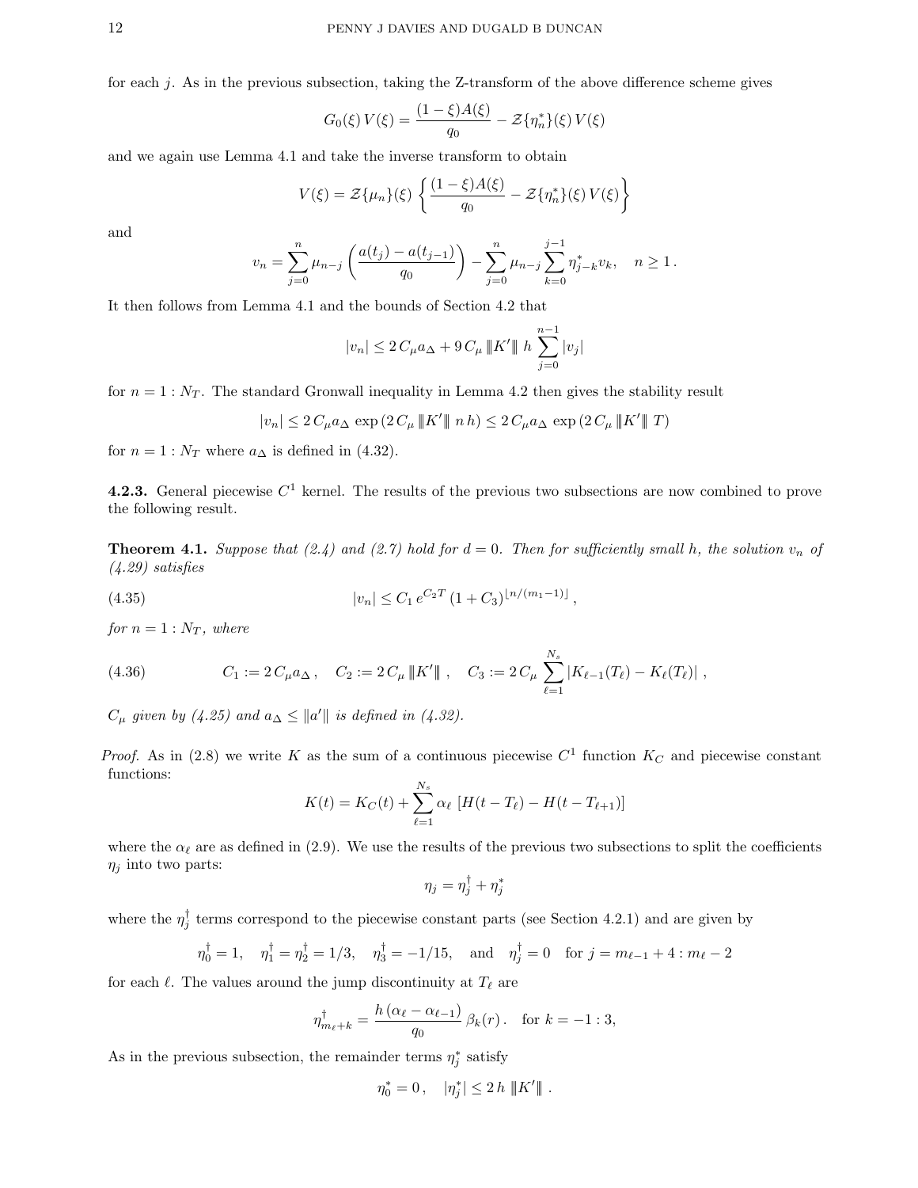for each $j$. As in the previous subsection, taking the Z-transform of the above difference scheme gives

$$G_0(\xi)\,V(\xi) = \frac{(1-\xi)A(\xi)}{q_0} - \mathcal{Z}\{\eta^*_n\}(\xi)\,V(\xi)$$

and we again use Lemma 4.1 and take the inverse transform to obtain

$$V(\xi) = \mathcal{Z}\{\mu_n\}(\xi)\left\{\frac{(1-\xi)A(\xi)}{q_0} - \mathcal{Z}\{\eta^*_n\}(\xi)\,V(\xi)\right\}$$

and

$$v_n = \sum_{j=0}^{n} \mu_{n-j}\left(\frac{a(t_j)-a(t_{j-1})}{q_0}\right) - \sum_{j=0}^{n}\mu_{n-j}\sum_{k=0}^{j-1}\eta^*_{j-k}v_k, \quad n \ge 1\,.$$

It then follows from Lemma 4.1 and the bounds of Section 4.2 that

$$|v_n| \le 2\,C_\mu a_\Delta + 9\,C_\mu\,\|K'\|\;h\sum_{j=0}^{n-1}|v_j|$$

for $n = 1 : N_T$. The standard Gronwall inequality in Lemma 4.2 then gives the stability result

$$|v_n| \le 2\,C_\mu a_\Delta\,\exp\left(2\,C_\mu\,\|K'\|\;n\,h\right) \le 2\,C_\mu a_\Delta\,\exp\left(2\,C_\mu\,\|K'\|\;T\right)$$

for $n = 1 : N_T$ where $a_\Delta$ is defined in (4.32).

**4.2.3.** General piecewise $C^1$ kernel. The results of the previous two subsections are now combined to prove the following result.

**Theorem 4.1.** *Suppose that (2.4) and (2.7) hold for $d = 0$. Then for sufficiently small $h$, the solution $v_n$ of (4.29) satisfies*

$$|v_n| \le C_1\,e^{C_2 T}\,(1+C_3)^{\lfloor n/(m_1-1)\rfloor}\,, \tag{4.35}$$

*for $n = 1 : N_T$, where*

$$C_1 := 2\,C_\mu a_\Delta\,, \quad C_2 := 2\,C_\mu\,\|K'\|\,, \quad C_3 := 2\,C_\mu\sum_{\ell=1}^{N_s}|K_{\ell-1}(T_\ell) - K_\ell(T_\ell)|\,, \tag{4.36}$$

*$C_\mu$ given by (4.25) and $a_\Delta \le \|a'\|$ is defined in (4.32).*

*Proof.* As in (2.8) we write $K$ as the sum of a continuous piecewise $C^1$ function $K_C$ and piecewise constant functions:

$$K(t) = K_C(t) + \sum_{\ell=1}^{N_s}\alpha_\ell\,\left[H(t-T_\ell) - H(t-T_{\ell+1})\right]$$

where the $\alpha_\ell$ are as defined in (2.9). We use the results of the previous two subsections to split the coefficients $\eta_j$ into two parts:

$$\eta_j = \eta^\dagger_j + \eta^*_j$$

where the $\eta^\dagger_j$ terms correspond to the piecewise constant parts (see Section 4.2.1) and are given by

$$\eta^\dagger_0 = 1, \quad \eta^\dagger_1 = \eta^\dagger_2 = 1/3, \quad \eta^\dagger_3 = -1/15, \quad \text{and} \quad \eta^\dagger_j = 0 \quad \text{for } j = m_{\ell-1}+4 : m_\ell - 2$$

for each $\ell$. The values around the jump discontinuity at $T_\ell$ are

$$\eta^\dagger_{m_\ell+k} = \frac{h\,(\alpha_\ell - \alpha_{\ell-1})}{q_0}\,\beta_k(r)\,. \quad \text{for } k = -1:3,$$

As in the previous subsection, the remainder terms $\eta^*_j$ satisfy

$$\eta^*_0 = 0\,, \quad |\eta^*_j| \le 2\,h\,\|K'\|\,.$$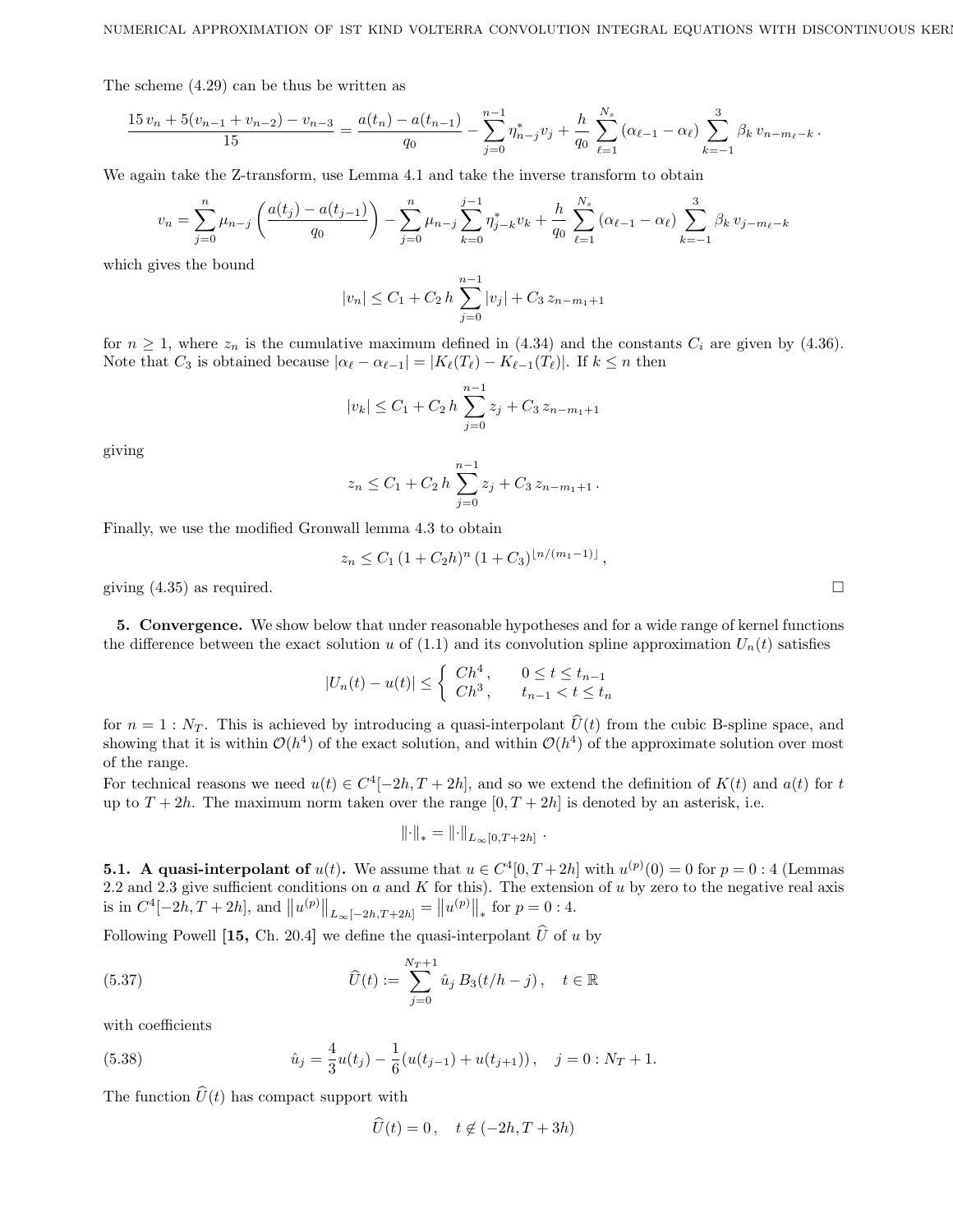The scheme (4.29) can be thus be written as

$$\frac{15\, v_n + 5(v_{n-1} + v_{n-2}) - v_{n-3}}{15} = \frac{a(t_n) - a(t_{n-1})}{q_0} - \sum_{j=0}^{n-1} \eta^*_{n-j} v_j + \frac{h}{q_0} \sum_{\ell=1}^{N_s} (\alpha_{\ell-1} - \alpha_\ell) \sum_{k=-1}^{3} \beta_k\, v_{n-m_\ell-k}\,.$$

We again take the Z-transform, use Lemma 4.1 and take the inverse transform to obtain

$$v_n = \sum_{j=0}^{n} \mu_{n-j} \left( \frac{a(t_j) - a(t_{j-1})}{q_0} \right) - \sum_{j=0}^{n} \mu_{n-j} \sum_{k=0}^{j-1} \eta^*_{j-k} v_k + \frac{h}{q_0} \sum_{\ell=1}^{N_s} (\alpha_{\ell-1} - \alpha_\ell) \sum_{k=-1}^{3} \beta_k\, v_{j-m_\ell-k}$$

which gives the bound

$$|v_n| \le C_1 + C_2\, h \sum_{j=0}^{n-1} |v_j| + C_3\, z_{n-m_1+1}$$

for $n \ge 1$, where $z_n$ is the cumulative maximum defined in (4.34) and the constants $C_i$ are given by (4.36). Note that $C_3$ is obtained because $|\alpha_\ell - \alpha_{\ell-1}| = |K_\ell(T_\ell) - K_{\ell-1}(T_\ell)|$. If $k \le n$ then

$$|v_k| \le C_1 + C_2\, h \sum_{j=0}^{n-1} z_j + C_3\, z_{n-m_1+1}$$

giving

$$z_n \le C_1 + C_2\, h \sum_{j=0}^{n-1} z_j + C_3\, z_{n-m_1+1}\,.$$

Finally, we use the modified Gronwall lemma 4.3 to obtain

$$z_n \le C_1\, (1 + C_2 h)^n\, (1 + C_3)^{\lfloor n/(m_1-1) \rfloor}\,,$$

giving (4.35) as required. $\square$

**5. Convergence.** We show below that under reasonable hypotheses and for a wide range of kernel functions the difference between the exact solution $u$ of (1.1) and its convolution spline approximation $U_n(t)$ satisfies

$$|U_n(t) - u(t)| \le \begin{cases} Ch^4\,, & 0 \le t \le t_{n-1} \\ Ch^3\,, & t_{n-1} < t \le t_n \end{cases}$$

for $n = 1 : N_T$. This is achieved by introducing a quasi-interpolant $\widehat{U}(t)$ from the cubic B-spline space, and showing that it is within $\mathcal{O}(h^4)$ of the exact solution, and within $\mathcal{O}(h^4)$ of the approximate solution over most of the range.

For technical reasons we need $u(t) \in C^4[-2h, T + 2h]$, and so we extend the definition of $K(t)$ and $a(t)$ for $t$ up to $T + 2h$. The maximum norm taken over the range $[0, T + 2h]$ is denoted by an asterisk, i.e.

$$\|\cdot\|_* = \|\cdot\|_{L_\infty[0,T+2h]}\,.$$

**5.1. A quasi-interpolant of $u(t)$.** We assume that $u \in C^4[0, T + 2h]$ with $u^{(p)}(0) = 0$ for $p = 0:4$ (Lemmas 2.2 and 2.3 give sufficient conditions on $a$ and $K$ for this). The extension of $u$ by zero to the negative real axis is in $C^4[-2h, T + 2h]$, and $\|u^{(p)}\|_{L_\infty[-2h,T+2h]} = \|u^{(p)}\|_*$ for $p = 0:4$.

Following Powell **[15,** Ch. 20.4] we define the quasi-interpolant $\widehat{U}$ of $u$ by

$$\widehat{U}(t) := \sum_{j=0}^{N_T+1} \hat{u}_j\, B_3(t/h - j)\,, \quad t \in \mathbb{R} \tag{5.37}$$

with coefficients

$$\hat{u}_j = \frac{4}{3} u(t_j) - \frac{1}{6}(u(t_{j-1}) + u(t_{j+1}))\,, \quad j = 0 : N_T + 1. \tag{5.38}$$

The function $\widehat{U}(t)$ has compact support with

$$\widehat{U}(t) = 0\,, \quad t \notin (-2h, T + 3h)$$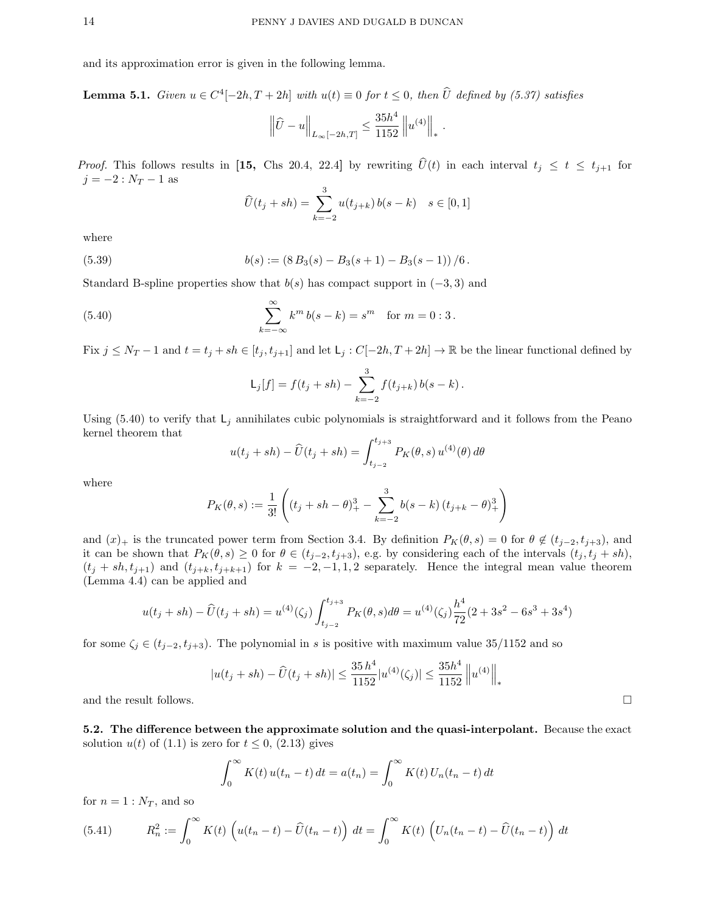and its approximation error is given in the following lemma.

**Lemma 5.1.** *Given $u \in C^4[-2h, T+2h]$ with $u(t) \equiv 0$ for $t \le 0$, then $\widehat{U}$ defined by (5.37) satisfies*

$$\left\| \widehat{U} - u \right\|_{L_\infty[-2h,T]} \le \frac{35h^4}{1152} \left\| u^{(4)} \right\|_* .$$

*Proof.* This follows results in **[15,** Chs 20.4, 22.4**]** by rewriting $\widehat{U}(t)$ in each interval $t_j \le t \le t_{j+1}$ for $j = -2 : N_T - 1$ as

$$\widehat{U}(t_j + sh) = \sum_{k=-2}^{3} u(t_{j+k})\, b(s-k) \quad s \in [0,1]$$

where

$$b(s) := \left(8\, B_3(s) - B_3(s+1) - B_3(s-1)\right)/6 . \tag{5.39}$$

Standard B-spline properties show that $b(s)$ has compact support in $(-3, 3)$ and

$$\sum_{k=-\infty}^{\infty} k^m\, b(s-k) = s^m \quad \text{for } m = 0:3 . \tag{5.40}$$

Fix $j \le N_T - 1$ and $t = t_j + sh \in [t_j, t_{j+1}]$ and let $\mathsf{L}_j : C[-2h, T+2h] \to \mathbb{R}$ be the linear functional defined by

$$\mathsf{L}_j[f] = f(t_j + sh) - \sum_{k=-2}^{3} f(t_{j+k})\, b(s-k) .$$

Using (5.40) to verify that $\mathsf{L}_j$ annihilates cubic polynomials is straightforward and it follows from the Peano kernel theorem that

$$u(t_j + sh) - \widehat{U}(t_j + sh) = \int_{t_{j-2}}^{t_{j+3}} P_K(\theta, s)\, u^{(4)}(\theta)\, d\theta$$

where

$$P_K(\theta, s) := \frac{1}{3!}\left( (t_j + sh - \theta)_+^3 - \sum_{k=-2}^{3} b(s-k)\,(t_{j+k} - \theta)_+^3 \right)$$

and $(x)_+$ is the truncated power term from Section 3.4. By definition $P_K(\theta, s) = 0$ for $\theta \notin (t_{j-2}, t_{j+3})$, and it can be shown that $P_K(\theta, s) \ge 0$ for $\theta \in (t_{j-2}, t_{j+3})$, e.g. by considering each of the intervals $(t_j, t_j + sh)$, $(t_j + sh, t_{j+1})$ and $(t_{j+k}, t_{j+k+1})$ for $k = -2, -1, 1, 2$ separately. Hence the integral mean value theorem (Lemma 4.4) can be applied and

$$u(t_j + sh) - \widehat{U}(t_j + sh) = u^{(4)}(\zeta_j) \int_{t_{j-2}}^{t_{j+3}} P_K(\theta, s) d\theta = u^{(4)}(\zeta_j) \frac{h^4}{72}(2 + 3s^2 - 6s^3 + 3s^4)$$

for some $\zeta_j \in (t_{j-2}, t_{j+3})$. The polynomial in $s$ is positive with maximum value $35/1152$ and so

$$|u(t_j + sh) - \widehat{U}(t_j + sh)| \le \frac{35\, h^4}{1152} |u^{(4)}(\zeta_j)| \le \frac{35h^4}{1152} \left\| u^{(4)} \right\|_*$$

and the result follows. ∎

**5.2. The difference between the approximate solution and the quasi-interpolant.** Because the exact solution $u(t)$ of (1.1) is zero for $t \le 0$, (2.13) gives

$$\int_0^\infty K(t)\, u(t_n - t)\, dt = a(t_n) = \int_0^\infty K(t)\, U_n(t_n - t)\, dt$$

for $n = 1 : N_T$, and so

$$R_n^2 := \int_0^\infty K(t) \left( u(t_n - t) - \widehat{U}(t_n - t) \right) dt = \int_0^\infty K(t) \left( U_n(t_n - t) - \widehat{U}(t_n - t) \right) dt \tag{5.41}$$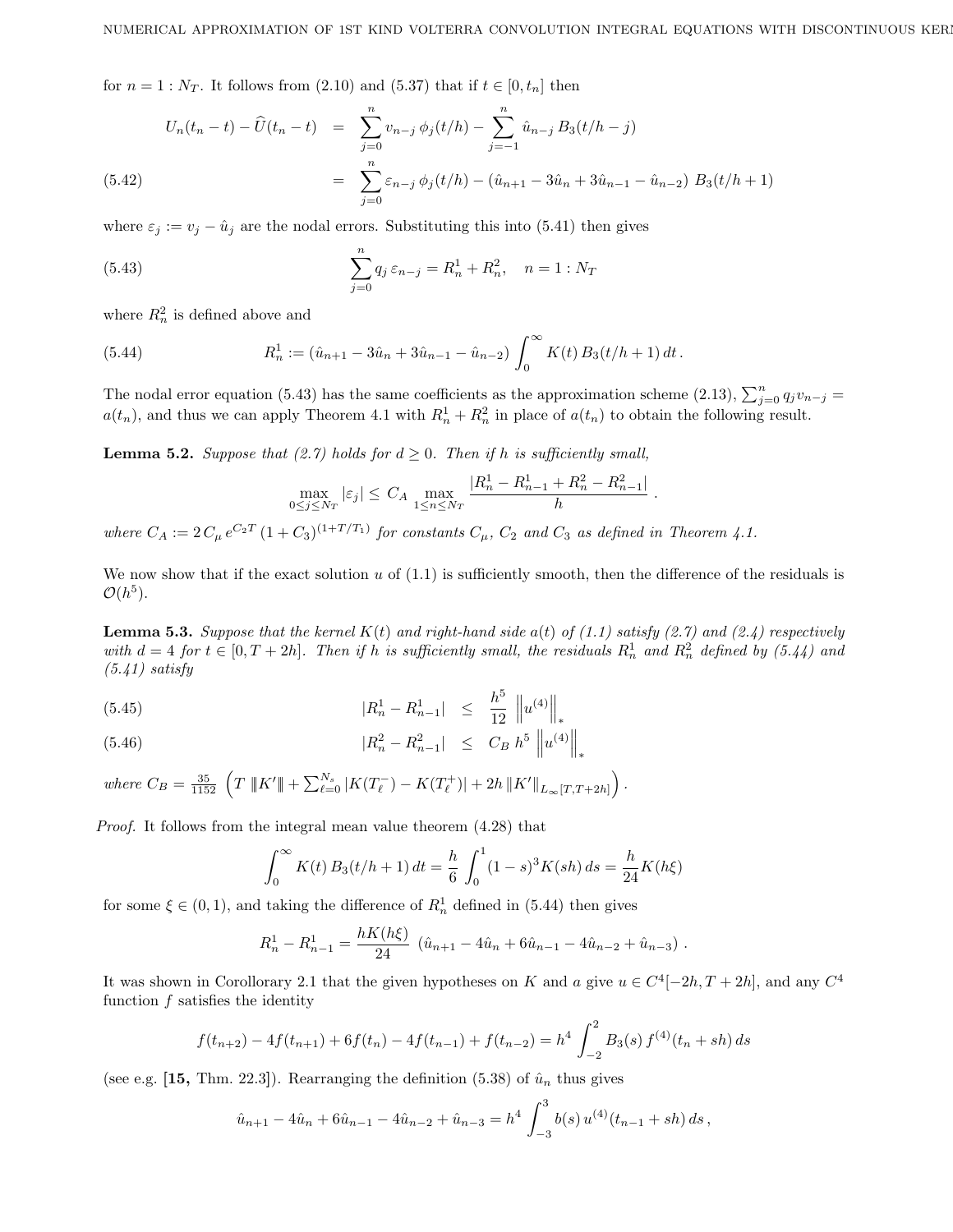for $n = 1 : N_T$. It follows from (2.10) and (5.37) that if $t \in [0, t_n]$ then

$$
\begin{aligned}
U_n(t_n - t) - \widehat{U}(t_n - t) &= \sum_{j=0}^{n} v_{n-j}\, \phi_j(t/h) - \sum_{j=-1}^{n} \hat{u}_{n-j}\, B_3(t/h - j) \\
&= \sum_{j=0}^{n} \varepsilon_{n-j}\, \phi_j(t/h) - (\hat{u}_{n+1} - 3\hat{u}_n + 3\hat{u}_{n-1} - \hat{u}_{n-2})\, B_3(t/h + 1) \qquad (5.42)
\end{aligned}
$$

where $\varepsilon_j := v_j - \hat{u}_j$ are the nodal errors. Substituting this into (5.41) then gives

$$
\sum_{j=0}^{n} q_j\, \varepsilon_{n-j} = R_n^1 + R_n^2, \quad n = 1 : N_T \qquad (5.43)
$$

where $R_n^2$ is defined above and

$$
R_n^1 := (\hat{u}_{n+1} - 3\hat{u}_n + 3\hat{u}_{n-1} - \hat{u}_{n-2}) \int_0^\infty K(t)\, B_3(t/h + 1)\, dt\,. \qquad (5.44)
$$

The nodal error equation (5.43) has the same coefficients as the approximation scheme (2.13), $\sum_{j=0}^{n} q_j v_{n-j} = a(t_n)$, and thus we can apply Theorem 4.1 with $R_n^1 + R_n^2$ in place of $a(t_n)$ to obtain the following result.

**Lemma 5.2.** *Suppose that (2.7) holds for $d \geq 0$. Then if $h$ is sufficiently small,*

$$
\max_{0 \leq j \leq N_T} |\varepsilon_j| \leq C_A \max_{1 \leq n \leq N_T} \frac{|R_n^1 - R_{n-1}^1 + R_n^2 - R_{n-1}^2|}{h}\,.
$$

*where $C_A := 2\, C_\mu\, e^{C_2 T}\, (1 + C_3)^{(1 + T/T_1)}$ for constants $C_\mu$, $C_2$ and $C_3$ as defined in Theorem 4.1.*

We now show that if the exact solution $u$ of (1.1) is sufficiently smooth, then the difference of the residuals is $\mathcal{O}(h^5)$.

**Lemma 5.3.** *Suppose that the kernel $K(t)$ and right-hand side $a(t)$ of (1.1) satisfy (2.7) and (2.4) respectively with $d = 4$ for $t \in [0, T + 2h]$. Then if $h$ is sufficiently small, the residuals $R_n^1$ and $R_n^2$ defined by (5.44) and (5.41) satisfy*

$$
|R_n^1 - R_{n-1}^1| \leq \frac{h^5}{12} \left\| u^{(4)} \right\|_* \qquad (5.45)
$$

$$
|R_n^2 - R_{n-1}^2| \leq C_B\, h^5 \left\| u^{(4)} \right\|_* \qquad (5.46)
$$

*where $C_B = \frac{35}{1152} \left( T\, \|K'\| + \sum_{\ell=0}^{N_s} |K(T_\ell^-) - K(T_\ell^+)| + 2h\, \|K'\|_{L_\infty[T, T+2h]} \right)$.*

*Proof.* It follows from the integral mean value theorem (4.28) that

$$
\int_0^\infty K(t)\, B_3(t/h + 1)\, dt = \frac{h}{6} \int_0^1 (1 - s)^3 K(sh)\, ds = \frac{h}{24} K(h\xi)
$$

for some $\xi \in (0, 1)$, and taking the difference of $R_n^1$ defined in (5.44) then gives

$$
R_n^1 - R_{n-1}^1 = \frac{h K(h\xi)}{24}\, (\hat{u}_{n+1} - 4\hat{u}_n + 6\hat{u}_{n-1} - 4\hat{u}_{n-2} + \hat{u}_{n-3})\,.
$$

It was shown in Corollorary 2.1 that the given hypotheses on $K$ and $a$ give $u \in C^4[-2h, T + 2h]$, and any $C^4$ function $f$ satisfies the identity

$$
f(t_{n+2}) - 4f(t_{n+1}) + 6f(t_n) - 4f(t_{n-1}) + f(t_{n-2}) = h^4 \int_{-2}^{2} B_3(s)\, f^{(4)}(t_n + sh)\, ds
$$

(see e.g. **[15,** Thm. 22.3**]**). Rearranging the definition (5.38) of $\hat{u}_n$ thus gives

$$
\hat{u}_{n+1} - 4\hat{u}_n + 6\hat{u}_{n-1} - 4\hat{u}_{n-2} + \hat{u}_{n-3} = h^4 \int_{-3}^{3} b(s)\, u^{(4)}(t_{n-1} + sh)\, ds\,,
$$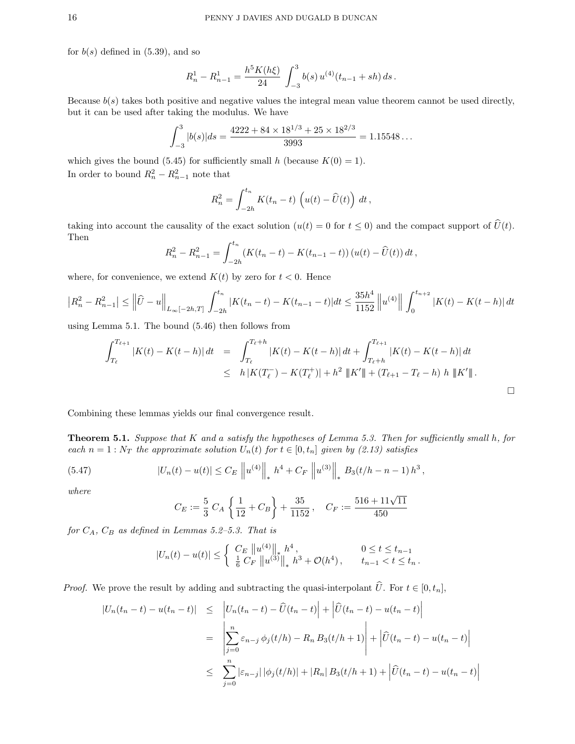for $b(s)$ defined in (5.39), and so

$$R_n^1 - R_{n-1}^1 = \frac{h^5 K(h\xi)}{24} \int_{-3}^{3} b(s)\, u^{(4)}(t_{n-1} + sh)\, ds\,.$$

Because $b(s)$ takes both positive and negative values the integral mean value theorem cannot be used directly, but it can be used after taking the modulus. We have

$$\int_{-3}^{3} |b(s)| ds = \frac{4222 + 84 \times 18^{1/3} + 25 \times 18^{2/3}}{3993} = 1.15548\ldots$$

which gives the bound (5.45) for sufficiently small $h$ (because $K(0) = 1$).

In order to bound $R_n^2 - R_{n-1}^2$ note that

$$R_n^2 = \int_{-2h}^{t_n} K(t_n - t) \left( u(t) - \widehat{U}(t) \right) dt\,,$$

taking into account the causality of the exact solution ($u(t) = 0$ for $t \le 0$) and the compact support of $\widehat{U}(t)$. Then

$$R_n^2 - R_{n-1}^2 = \int_{-2h}^{t_n} \left( K(t_n - t) - K(t_{n-1} - t) \right) (u(t) - \widehat{U}(t))\, dt\,,$$

where, for convenience, we extend $K(t)$ by zero for $t < 0$. Hence

$$\left| R_n^2 - R_{n-1}^2 \right| \le \left\| \widehat{U} - u \right\|_{L_\infty[-2h,T]} \int_{-2h}^{t_n} |K(t_n - t) - K(t_{n-1} - t)| dt \le \frac{35 h^4}{1152} \left\| u^{(4)} \right\| \int_0^{t_{n+2}} |K(t) - K(t-h)|\, dt$$

using Lemma 5.1. The bound (5.46) then follows from

$$\begin{aligned}
\int_{T_\ell}^{T_{\ell+1}} |K(t) - K(t-h)|\, dt &= \int_{T_\ell}^{T_\ell + h} |K(t) - K(t-h)|\, dt + \int_{T_\ell + h}^{T_{\ell+1}} |K(t) - K(t-h)|\, dt \\
&\le h\, |K(T_\ell^-) - K(T_\ell^+)| + h^2 \, \|K'\| + (T_{\ell+1} - T_\ell - h)\; h\, \|K'\|\,.
\end{aligned}$$

□

Combining these lemmas yields our final convergence result.

**Theorem 5.1.** *Suppose that $K$ and $a$ satisfy the hypotheses of Lemma 5.3. Then for sufficiently small $h$, for each $n = 1 : N_T$ the approximate solution $U_n(t)$ for $t \in [0, t_n]$ given by (2.13) satisfies*

$$|U_n(t) - u(t)| \le C_E \left\| u^{(4)} \right\|_* h^4 + C_F \left\| u^{(3)} \right\|_* B_3(t/h - n - 1)\, h^3\,, \tag{5.47}$$

*where*

$$C_E := \frac{5}{3}\, C_A \left\{ \frac{1}{12} + C_B \right\} + \frac{35}{1152}\,, \quad C_F := \frac{516 + 11\sqrt{11}}{450}$$

*for $C_A$, $C_B$ as defined in Lemmas 5.2–5.3. That is*

$$|U_n(t) - u(t)| \le \begin{cases} C_E \left\| u^{(4)} \right\|_* h^4\,, & 0 \le t \le t_{n-1} \\ \frac{1}{6}\, C_F \left\| u^{(3)} \right\|_* h^3 + \mathcal{O}(h^4)\,, & t_{n-1} < t \le t_n\,. \end{cases}$$

*Proof.* We prove the result by adding and subtracting the quasi-interpolant $\widehat{U}$. For $t \in [0, t_n]$,

$$\begin{aligned}
|U_n(t_n - t) - u(t_n - t)| &\le \left| U_n(t_n - t) - \widehat{U}(t_n - t) \right| + \left| \widehat{U}(t_n - t) - u(t_n - t) \right| \\
&= \left| \sum_{j=0}^{n} \varepsilon_{n-j}\, \phi_j(t/h) - R_n\, B_3(t/h + 1) \right| + \left| \widehat{U}(t_n - t) - u(t_n - t) \right| \\
&\le \sum_{j=0}^{n} |\varepsilon_{n-j}|\, |\phi_j(t/h)| + |R_n|\, B_3(t/h + 1) + \left| \widehat{U}(t_n - t) - u(t_n - t) \right|
\end{aligned}$$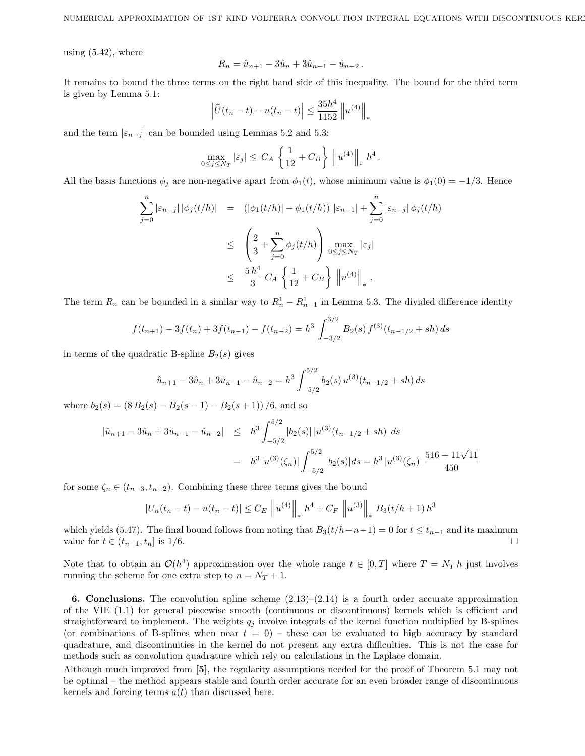using (5.42), where

$$R_n = \hat{u}_{n+1} - 3\hat{u}_n + 3\hat{u}_{n-1} - \hat{u}_{n-2}\,.$$

It remains to bound the three terms on the right hand side of this inequality. The bound for the third term is given by Lemma 5.1:

$$\left|\widehat{U}(t_n - t) - u(t_n - t)\right| \le \frac{35h^4}{1152}\left\|u^{(4)}\right\|_*$$

and the term $|\varepsilon_{n-j}|$ can be bounded using Lemmas 5.2 and 5.3:

$$\max_{0\le j\le N_T}|\varepsilon_j| \le C_A\left\{\frac{1}{12} + C_B\right\}\left\|u^{(4)}\right\|_* h^4\,.$$

All the basis functions $\phi_j$ are non-negative apart from $\phi_1(t)$, whose minimum value is $\phi_1(0) = -1/3$. Hence

$$\begin{aligned}
\sum_{j=0}^{n}|\varepsilon_{n-j}|\,|\phi_j(t/h)| &= \left(|\phi_1(t/h)| - \phi_1(t/h)\right)|\varepsilon_{n-1}| + \sum_{j=0}^{n}|\varepsilon_{n-j}|\,\phi_j(t/h)\\
&\le \left(\frac{2}{3} + \sum_{j=0}^{n}\phi_j(t/h)\right)\max_{0\le j\le N_T}|\varepsilon_j|\\
&\le \frac{5\,h^4}{3}\,C_A\left\{\frac{1}{12} + C_B\right\}\left\|u^{(4)}\right\|_*\,.
\end{aligned}$$

The term $R_n$ can be bounded in a similar way to $R_n^1 - R_{n-1}^1$ in Lemma 5.3. The divided difference identity

$$f(t_{n+1}) - 3f(t_n) + 3f(t_{n-1}) - f(t_{n-2}) = h^3\int_{-3/2}^{3/2} B_2(s)\, f^{(3)}(t_{n-1/2} + sh)\,ds$$

in terms of the quadratic B-spline $B_2(s)$ gives

$$\hat{u}_{n+1} - 3\hat{u}_n + 3\hat{u}_{n-1} - \hat{u}_{n-2} = h^3\int_{-5/2}^{5/2} b_2(s)\, u^{(3)}(t_{n-1/2} + sh)\,ds$$

where $b_2(s) = \left(8\,B_2(s) - B_2(s-1) - B_2(s+1)\right)/6$, and so

$$\begin{aligned}
|\hat{u}_{n+1} - 3\hat{u}_n + 3\hat{u}_{n-1} - \hat{u}_{n-2}| &\le h^3\int_{-5/2}^{5/2}|b_2(s)|\,|u^{(3)}(t_{n-1/2} + sh)|\,ds\\
&= h^3\,|u^{(3)}(\zeta_n)|\int_{-5/2}^{5/2}|b_2(s)|ds = h^3\,|u^{(3)}(\zeta_n)|\,\frac{516 + 11\sqrt{11}}{450}
\end{aligned}$$

for some $\zeta_n \in (t_{n-3}, t_{n+2})$. Combining these three terms gives the bound

$$|U_n(t_n - t) - u(t_n - t)| \le C_E\left\|u^{(4)}\right\|_* h^4 + C_F\left\|u^{(3)}\right\|_* B_3(t/h + 1)\,h^3$$

which yields (5.47). The final bound follows from noting that $B_3(t/h - n - 1) = 0$ for $t \le t_{n-1}$ and its maximum value for $t \in (t_{n-1}, t_n]$ is $1/6$. □

Note that to obtain an $\mathcal{O}(h^4)$ approximation over the whole range $t \in [0, T]$ where $T = N_T\,h$ just involves running the scheme for one extra step to $n = N_T + 1$.

**6. Conclusions.** The convolution spline scheme (2.13)–(2.14) is a fourth order accurate approximation of the VIE (1.1) for general piecewise smooth (continuous or discontinuous) kernels which is efficient and straightforward to implement. The weights $q_j$ involve integrals of the kernel function multiplied by B-splines (or combinations of B-splines when near $t = 0$) – these can be evaluated to high accuracy by standard quadrature, and discontinuities in the kernel do not present any extra difficulties. This is not the case for methods such as convolution quadrature which rely on calculations in the Laplace domain.

Although much improved from **[5]**, the regularity assumptions needed for the proof of Theorem 5.1 may not be optimal – the method appears stable and fourth order accurate for an even broader range of discontinuous kernels and forcing terms $a(t)$ than discussed here.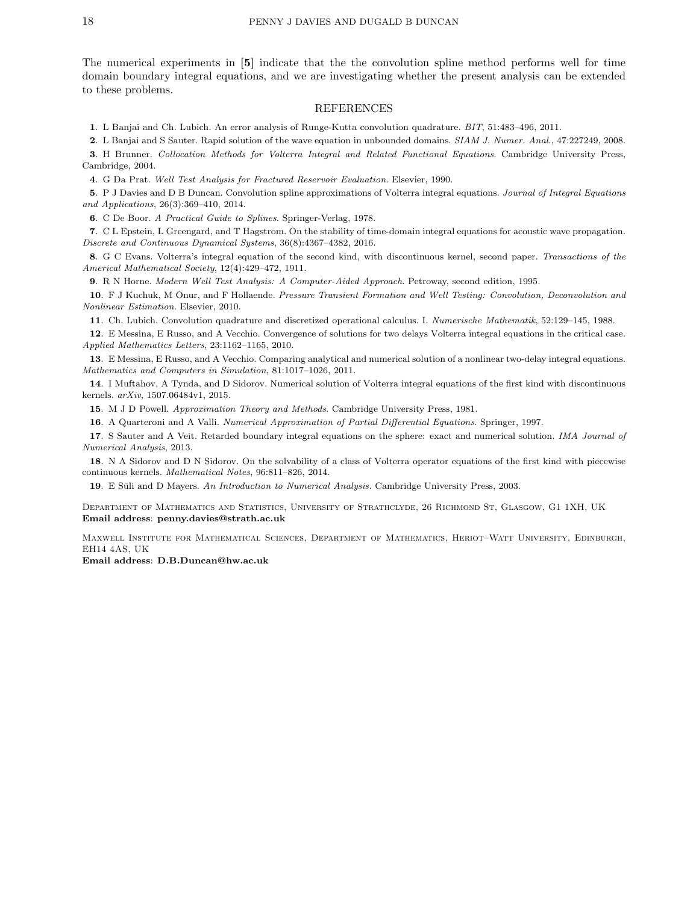The numerical experiments in **[5]** indicate that the the convolution spline method performs well for time domain boundary integral equations, and we are investigating whether the present analysis can be extended to these problems.

## REFERENCES

**1**. L Banjai and Ch. Lubich. An error analysis of Runge-Kutta convolution quadrature. *BIT*, 51:483–496, 2011.

**2**. L Banjai and S Sauter. Rapid solution of the wave equation in unbounded domains. *SIAM J. Numer. Anal.*, 47:227249, 2008.

**3**. H Brunner. *Collocation Methods for Volterra Integral and Related Functional Equations*. Cambridge University Press, Cambridge, 2004.

**4**. G Da Prat. *Well Test Analysis for Fractured Reservoir Evaluation*. Elsevier, 1990.

**5**. P J Davies and D B Duncan. Convolution spline approximations of Volterra integral equations. *Journal of Integral Equations and Applications*, 26(3):369–410, 2014.

**6**. C De Boor. *A Practical Guide to Splines*. Springer-Verlag, 1978.

**7**. C L Epstein, L Greengard, and T Hagstrom. On the stability of time-domain integral equations for acoustic wave propagation. *Discrete and Continuous Dynamical Systems*, 36(8):4367–4382, 2016.

**8**. G C Evans. Volterra's integral equation of the second kind, with discontinuous kernel, second paper. *Transactions of the Americal Mathematical Society*, 12(4):429–472, 1911.

**9**. R N Horne. *Modern Well Test Analysis: A Computer-Aided Approach*. Petroway, second edition, 1995.

**10**. F J Kuchuk, M Onur, and F Hollaende. *Pressure Transient Formation and Well Testing: Convolution, Deconvolution and Nonlinear Estimation*. Elsevier, 2010.

**11**. Ch. Lubich. Convolution quadrature and discretized operational calculus. I. *Numerische Mathematik*, 52:129–145, 1988.

**12**. E Messina, E Russo, and A Vecchio. Convergence of solutions for two delays Volterra integral equations in the critical case. *Applied Mathematics Letters*, 23:1162–1165, 2010.

**13**. E Messina, E Russo, and A Vecchio. Comparing analytical and numerical solution of a nonlinear two-delay integral equations. *Mathematics and Computers in Simulation*, 81:1017–1026, 2011.

**14**. I Muftahov, A Tynda, and D Sidorov. Numerical solution of Volterra integral equations of the first kind with discontinuous kernels. *arXiv*, 1507.06484v1, 2015.

**15**. M J D Powell. *Approximation Theory and Methods*. Cambridge University Press, 1981.

**16**. A Quarteroni and A Valli. *Numerical Approximation of Partial Differential Equations*. Springer, 1997.

**17**. S Sauter and A Veit. Retarded boundary integral equations on the sphere: exact and numerical solution. *IMA Journal of Numerical Analysis*, 2013.

**18**. N A Sidorov and D N Sidorov. On the solvability of a class of Volterra operator equations of the first kind with piecewise continuous kernels. *Mathematical Notes*, 96:811–826, 2014.

**19**. E Süli and D Mayers. *An Introduction to Numerical Analysis*. Cambridge University Press, 2003.

Department of Mathematics and Statistics, University of Strathclyde, 26 Richmond St, Glasgow, G1 1XH, UK
**Email address**: **penny.davies@strath.ac.uk**

Maxwell Institute for Mathematical Sciences, Department of Mathematics, Heriot–Watt University, Edinburgh, EH14 4AS, UK
**Email address**: **D.B.Duncan@hw.ac.uk**